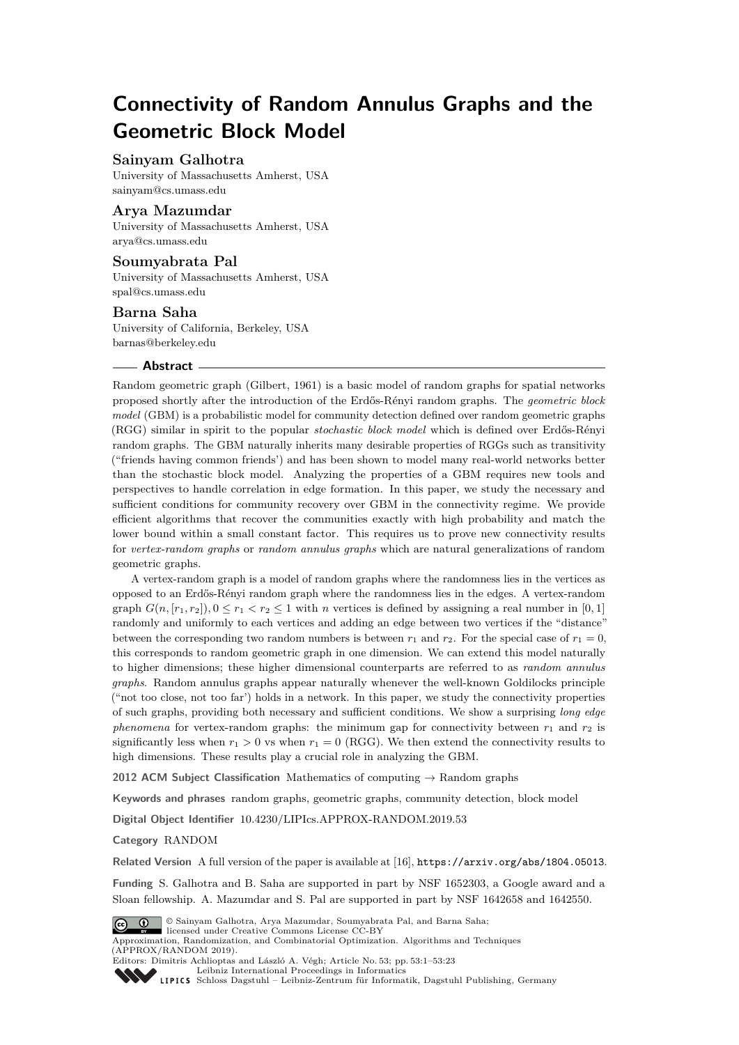# Connectivity of Random Annulus Graphs and the Geometric Block Model

**Sainyam Galhotra**
University of Massachusetts Amherst, USA
sainyam@cs.umass.edu

**Arya Mazumdar**
University of Massachusetts Amherst, USA
arya@cs.umass.edu

**Soumyabrata Pal**
University of Massachusetts Amherst, USA
spal@cs.umass.edu

**Barna Saha**
University of California, Berkeley, USA
barnas@berkeley.edu

## Abstract

Random geometric graph (Gilbert, 1961) is a basic model of random graphs for spatial networks proposed shortly after the introduction of the Erdős-Rényi random graphs. The *geometric block model* (GBM) is a probabilistic model for community detection defined over random geometric graphs (RGG) similar in spirit to the popular *stochastic block model* which is defined over Erdős-Rényi random graphs. The GBM naturally inherits many desirable properties of RGGs such as transitivity ("friends having common friends') and has been shown to model many real-world networks better than the stochastic block model. Analyzing the properties of a GBM requires new tools and perspectives to handle correlation in edge formation. In this paper, we study the necessary and sufficient conditions for community recovery over GBM in the connectivity regime. We provide efficient algorithms that recover the communities exactly with high probability and match the lower bound within a small constant factor. This requires us to prove new connectivity results for *vertex-random graphs* or *random annulus graphs* which are natural generalizations of random geometric graphs.

A vertex-random graph is a model of random graphs where the randomness lies in the vertices as opposed to an Erdős-Rényi random graph where the randomness lies in the edges. A vertex-random graph $G(n, [r_1, r_2]), 0 \leq r_1 < r_2 \leq 1$ with $n$ vertices is defined by assigning a real number in $[0, 1]$ randomly and uniformly to each vertices and adding an edge between two vertices if the "distance" between the corresponding two random numbers is between $r_1$ and $r_2$. For the special case of $r_1 = 0$, this corresponds to random geometric graph in one dimension. We can extend this model naturally to higher dimensions; these higher dimensional counterparts are referred to as *random annulus graphs*. Random annulus graphs appear naturally whenever the well-known Goldilocks principle ("not too close, not too far') holds in a network. In this paper, we study the connectivity properties of such graphs, providing both necessary and sufficient conditions. We show a surprising *long edge phenomena* for vertex-random graphs: the minimum gap for connectivity between $r_1$ and $r_2$ is significantly less when $r_1 > 0$ vs when $r_1 = 0$ (RGG). We then extend the connectivity results to high dimensions. These results play a crucial role in analyzing the GBM.

**2012 ACM Subject Classification** Mathematics of computing → Random graphs

**Keywords and phrases** random graphs, geometric graphs, community detection, block model

**Digital Object Identifier** 10.4230/LIPIcs.APPROX-RANDOM.2019.53

**Category** RANDOM

**Related Version** A full version of the paper is available at [16], https://arxiv.org/abs/1804.05013.

**Funding** S. Galhotra and B. Saha are supported in part by NSF 1652303, a Google award and a Sloan fellowship. A. Mazumdar and S. Pal are supported in part by NSF 1642658 and 1642550.

© Sainyam Galhotra, Arya Mazumdar, Soumyabrata Pal, and Barna Saha; licensed under Creative Commons License CC-BY
Approximation, Randomization, and Combinatorial Optimization. Algorithms and Techniques (APPROX/RANDOM 2019).
Editors: Dimitris Achlioptas and László A. Végh; Article No. 53; pp. 53:1–53:23
Leibniz International Proceedings in Informatics
Schloss Dagstuhl – Leibniz-Zentrum für Informatik, Dagstuhl Publishing, Germany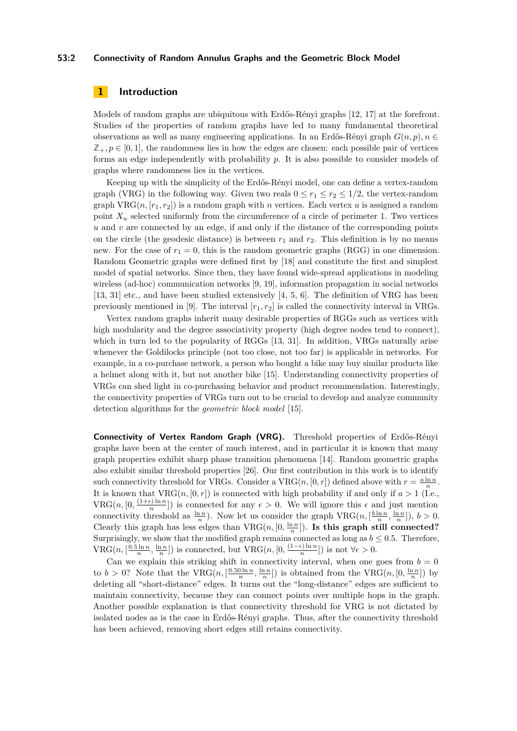## 1 Introduction

Models of random graphs are ubiquitous with Erdős-Rényi graphs [12, 17] at the forefront. Studies of the properties of random graphs have led to many fundamental theoretical observations as well as many engineering applications. In an Erdős-Rényi graph $G(n, p), n \in \mathbb{Z}_+, p \in [0, 1]$, the randomness lies in how the edges are chosen: each possible pair of vertices forms an edge independently with probability $p$. It is also possible to consider models of graphs where randomness lies in the vertices.

Keeping up with the simplicity of the Erdős-Rényi model, one can define a vertex-random graph (VRG) in the following way. Given two reals $0 \le r_1 \le r_2 \le 1/2$, the vertex-random graph $\mathrm{VRG}(n, [r_1, r_2])$ is a random graph with $n$ vertices. Each vertex $u$ is assigned a random point $X_u$ selected uniformly from the circumference of a circle of perimeter 1. Two vertices $u$ and $v$ are connected by an edge, if and only if the distance of the corresponding points on the circle (the geodesic distance) is between $r_1$ and $r_2$. This definition is by no means new. For the case of $r_1 = 0$, this is the random geometric graphs (RGG) in one dimension. Random Geometric graphs were defined first by [18] and constitute the first and simplest model of spatial networks. Since then, they have found wide-spread applications in modeling wireless (ad-hoc) communication networks [9, 19], information propagation in social networks [13, 31] etc., and have been studied extensively [4, 5, 6]. The definition of VRG has been previously mentioned in [9]. The interval $[r_1, r_2]$ is called the connectivity interval in VRGs.

Vertex random graphs inherit many desirable properties of RGGs such as vertices with high modularity and the degree associativity property (high degree nodes tend to connect), which in turn led to the popularity of RGGs [13, 31]. In addition, VRGs naturally arise whenever the Goldilocks principle (not too close, not too far) is applicable in networks. For example, in a co-purchase network, a person who bought a bike may buy similar products like a helmet along with it, but not another bike [15]. Understanding connectivity properties of VRGs can shed light in co-purchasing behavior and product recommendation. Interestingly, the connectivity properties of VRGs turn out to be crucial to develop and analyze community detection algorithms for the *geometric block model* [15].

**Connectivity of Vertex Random Graph (VRG).** Threshold properties of Erdős-Rényi graphs have been at the center of much interest, and in particular it is known that many graph properties exhibit sharp phase transition phenomena [14]. Random geometric graphs also exhibit similar threshold properties [26]. Our first contribution in this work is to identify such connectivity threshold for VRGs. Consider a $\mathrm{VRG}(n, [0, r])$ defined above with $r = \frac{a \ln n}{n}$. It is known that $\mathrm{VRG}(n, [0, r])$ is connected with high probability if and only if $a > 1$ (I.e., $\mathrm{VRG}(n, [0, \frac{(1+\epsilon)\ln n}{n}])$ is connected for any $\epsilon > 0$. We will ignore this $\epsilon$ and just mention connectivity threshold as $\frac{\ln n}{n}$). Now let us consider the graph $\mathrm{VRG}(n, [\frac{b \ln n}{n}, \frac{\ln n}{n}])$, $b > 0$. Clearly this graph has less edges than $\mathrm{VRG}(n, [0, \frac{\ln n}{n}])$. **Is this graph still connected?** Surprisingly, we show that the modified graph remains connected as long as $b \le 0.5$. Therefore, $\mathrm{VRG}(n, [\frac{0.5 \ln n}{n}, \frac{\ln n}{n}])$ is connected, but $\mathrm{VRG}(n, [0, \frac{(1-\epsilon)\ln n}{n}])$ is not $\forall \epsilon > 0$.

Can we explain this striking shift in connectivity interval, when one goes from $b = 0$ to $b > 0$? Note that the $\mathrm{VRG}(n, [\frac{0.50 \ln n}{n}, \frac{\ln n}{n}])$ is obtained from the $\mathrm{VRG}(n, [0, \frac{\ln n}{n}])$ by deleting all "short-distance" edges. It turns out the "long-distance" edges are sufficient to maintain connectivity, because they can connect points over multiple hops in the graph. Another possible explanation is that connectivity threshold for VRG is not dictated by isolated nodes as is the case in Erdős-Rényi graphs. Thus, after the connectivity threshold has been achieved, removing short edges still retains connectivity.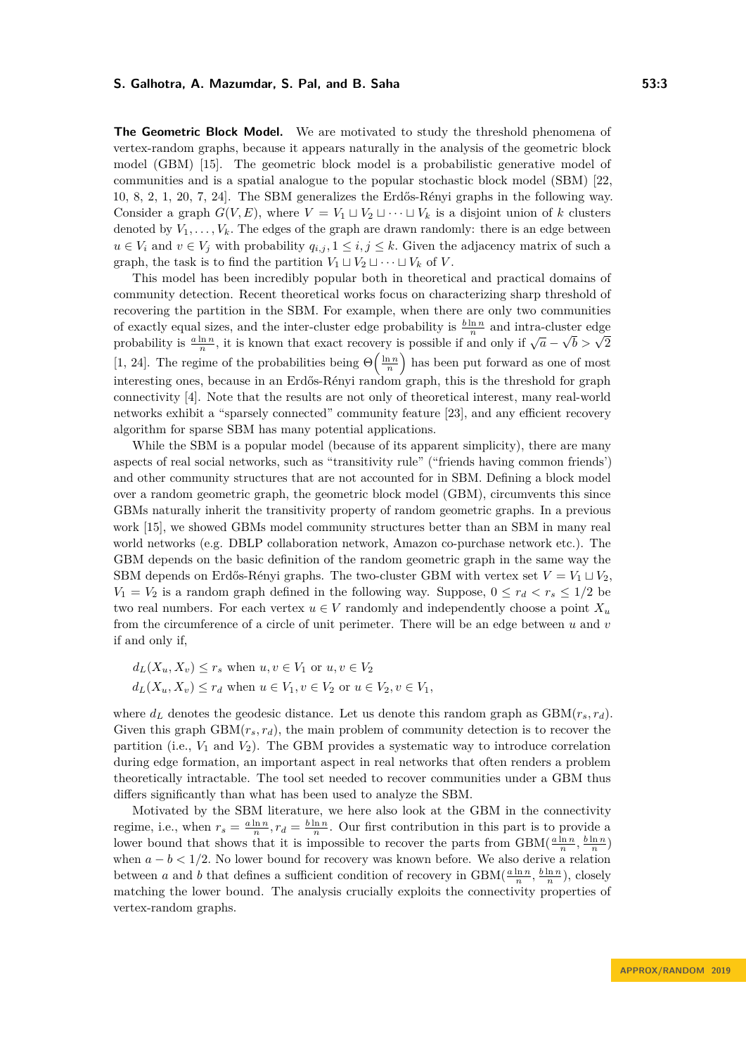**The Geometric Block Model.** We are motivated to study the threshold phenomena of vertex-random graphs, because it appears naturally in the analysis of the geometric block model (GBM) [15]. The geometric block model is a probabilistic generative model of communities and is a spatial analogue to the popular stochastic block model (SBM) [22, 10, 8, 2, 1, 20, 7, 24]. The SBM generalizes the Erdős-Rényi graphs in the following way. Consider a graph $G(V, E)$, where $V = V_1 \sqcup V_2 \sqcup \cdots \sqcup V_k$ is a disjoint union of $k$ clusters denoted by $V_1, \ldots, V_k$. The edges of the graph are drawn randomly: there is an edge between $u \in V_i$ and $v \in V_j$ with probability $q_{i,j}, 1 \le i, j \le k$. Given the adjacency matrix of such a graph, the task is to find the partition $V_1 \sqcup V_2 \sqcup \cdots \sqcup V_k$ of $V$.

This model has been incredibly popular both in theoretical and practical domains of community detection. Recent theoretical works focus on characterizing sharp threshold of recovering the partition in the SBM. For example, when there are only two communities of exactly equal sizes, and the inter-cluster edge probability is $\frac{b \ln n}{n}$ and intra-cluster edge probability is $\frac{a \ln n}{n}$, it is known that exact recovery is possible if and only if $\sqrt{a} - \sqrt{b} > \sqrt{2}$ [1, 24]. The regime of the probabilities being $\Theta\left(\frac{\ln n}{n}\right)$ has been put forward as one of most interesting ones, because in an Erdős-Rényi random graph, this is the threshold for graph connectivity [4]. Note that the results are not only of theoretical interest, many real-world networks exhibit a "sparsely connected" community feature [23], and any efficient recovery algorithm for sparse SBM has many potential applications.

While the SBM is a popular model (because of its apparent simplicity), there are many aspects of real social networks, such as "transitivity rule" ("friends having common friends") and other community structures that are not accounted for in SBM. Defining a block model over a random geometric graph, the geometric block model (GBM), circumvents this since GBMs naturally inherit the transitivity property of random geometric graphs. In a previous work [15], we showed GBMs model community structures better than an SBM in many real world networks (e.g. DBLP collaboration network, Amazon co-purchase network etc.). The GBM depends on the basic definition of the random geometric graph in the same way the SBM depends on Erdős-Rényi graphs. The two-cluster GBM with vertex set $V = V_1 \sqcup V_2$, $V_1 = V_2$ is a random graph defined in the following way. Suppose, $0 \le r_d < r_s \le 1/2$ be two real numbers. For each vertex $u \in V$ randomly and independently choose a point $X_u$ from the circumference of a circle of unit perimeter. There will be an edge between $u$ and $v$ if and only if,

$$d_L(X_u, X_v) \le r_s \text{ when } u, v \in V_1 \text{ or } u, v \in V_2$$
$$d_L(X_u, X_v) \le r_d \text{ when } u \in V_1, v \in V_2 \text{ or } u \in V_2, v \in V_1,$$

where $d_L$ denotes the geodesic distance. Let us denote this random graph as $\text{GBM}(r_s, r_d)$. Given this graph $\text{GBM}(r_s, r_d)$, the main problem of community detection is to recover the partition (i.e., $V_1$ and $V_2$). The GBM provides a systematic way to introduce correlation during edge formation, an important aspect in real networks that often renders a problem theoretically intractable. The tool set needed to recover communities under a GBM thus differs significantly than what has been used to analyze the SBM.

Motivated by the SBM literature, we here also look at the GBM in the connectivity regime, i.e., when $r_s = \frac{a \ln n}{n}, r_d = \frac{b \ln n}{n}$. Our first contribution in this part is to provide a lower bound that shows that it is impossible to recover the parts from $\text{GBM}(\frac{a \ln n}{n}, \frac{b \ln n}{n})$ when $a - b < 1/2$. No lower bound for recovery was known before. We also derive a relation between $a$ and $b$ that defines a sufficient condition of recovery in $\text{GBM}(\frac{a \ln n}{n}, \frac{b \ln n}{n})$, closely matching the lower bound. The analysis crucially exploits the connectivity properties of vertex-random graphs.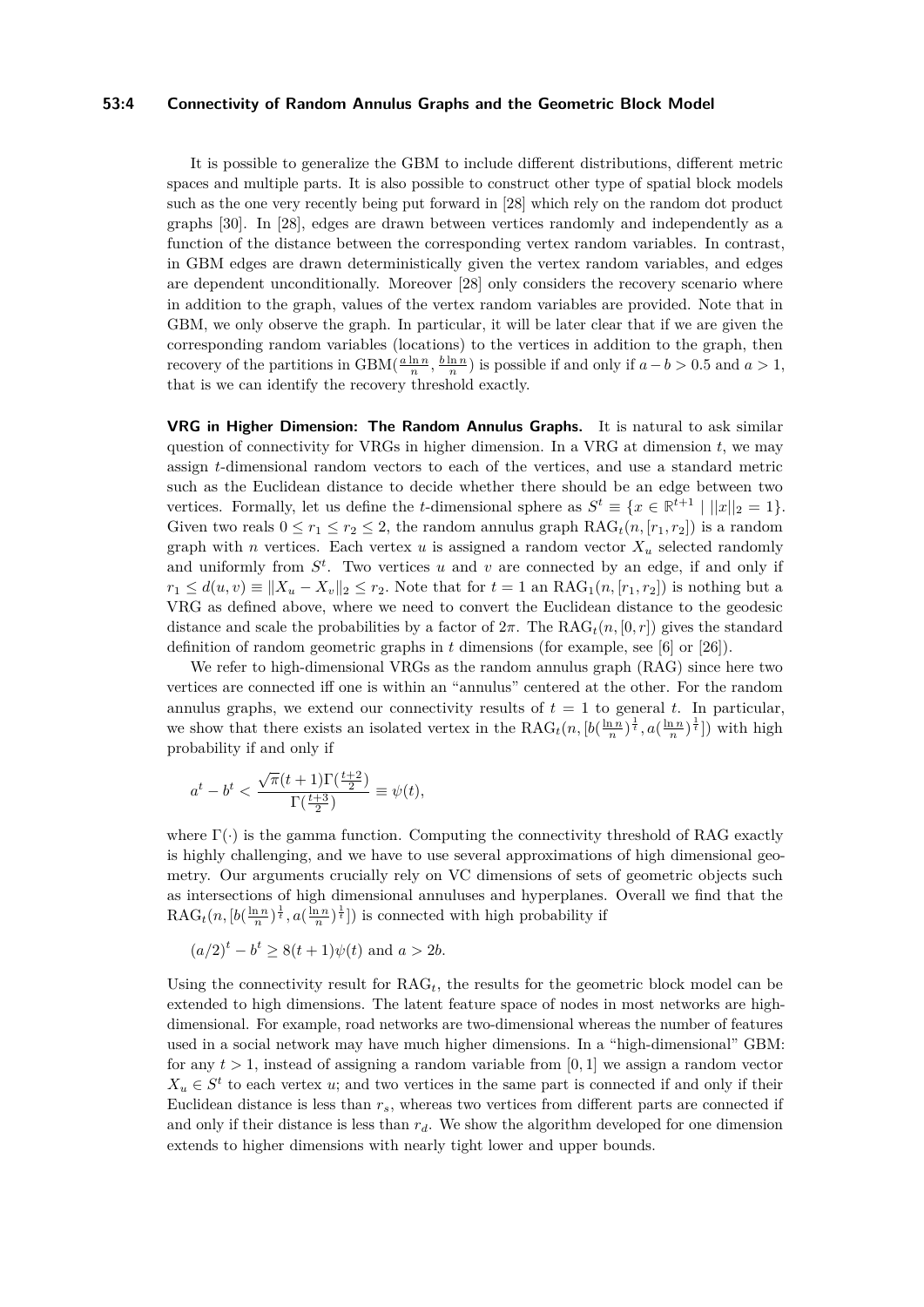It is possible to generalize the GBM to include different distributions, different metric spaces and multiple parts. It is also possible to construct other type of spatial block models such as the one very recently being put forward in [28] which rely on the random dot product graphs [30]. In [28], edges are drawn between vertices randomly and independently as a function of the distance between the corresponding vertex random variables. In contrast, in GBM edges are drawn deterministically given the vertex random variables, and edges are dependent unconditionally. Moreover [28] only considers the recovery scenario where in addition to the graph, values of the vertex random variables are provided. Note that in GBM, we only observe the graph. In particular, it will be later clear that if we are given the corresponding random variables (locations) to the vertices in addition to the graph, then recovery of the partitions in $\mathrm{GBM}(\frac{a\ln n}{n}, \frac{b\ln n}{n})$ is possible if and only if $a-b > 0.5$ and $a > 1$, that is we can identify the recovery threshold exactly.

**VRG in Higher Dimension: The Random Annulus Graphs.** It is natural to ask similar question of connectivity for VRGs in higher dimension. In a VRG at dimension $t$, we may assign $t$-dimensional random vectors to each of the vertices, and use a standard metric such as the Euclidean distance to decide whether there should be an edge between two vertices. Formally, let us define the $t$-dimensional sphere as $S^t \equiv \{x \in \mathbb{R}^{t+1} \mid ||x||_2 = 1\}$. Given two reals $0 \le r_1 \le r_2 \le 2$, the random annulus graph $\mathrm{RAG}_t(n, [r_1, r_2])$ is a random graph with $n$ vertices. Each vertex $u$ is assigned a random vector $X_u$ selected randomly and uniformly from $S^t$. Two vertices $u$ and $v$ are connected by an edge, if and only if $r_1 \le d(u,v) \equiv \|X_u - X_v\|_2 \le r_2$. Note that for $t=1$ an $\mathrm{RAG}_1(n, [r_1, r_2])$ is nothing but a VRG as defined above, where we need to convert the Euclidean distance to the geodesic distance and scale the probabilities by a factor of $2\pi$. The $\mathrm{RAG}_t(n, [0, r])$ gives the standard definition of random geometric graphs in $t$ dimensions (for example, see [6] or [26]).

We refer to high-dimensional VRGs as the random annulus graph (RAG) since here two vertices are connected iff one is within an "annulus" centered at the other. For the random annulus graphs, we extend our connectivity results of $t=1$ to general $t$. In particular, we show that there exists an isolated vertex in the $\mathrm{RAG}_t(n, [b(\frac{\ln n}{n})^{\frac{1}{t}}, a(\frac{\ln n}{n})^{\frac{1}{t}}])$ with high probability if and only if

$$a^t - b^t < \frac{\sqrt{\pi}(t+1)\Gamma(\frac{t+2}{2})}{\Gamma(\frac{t+3}{2})} \equiv \psi(t),$$

where $\Gamma(\cdot)$ is the gamma function. Computing the connectivity threshold of RAG exactly is highly challenging, and we have to use several approximations of high dimensional geometry. Our arguments crucially rely on VC dimensions of sets of geometric objects such as intersections of high dimensional annuluses and hyperplanes. Overall we find that the $\mathrm{RAG}_t(n, [b(\frac{\ln n}{n})^{\frac{1}{t}}, a(\frac{\ln n}{n})^{\frac{1}{t}}])$ is connected with high probability if

$(a/2)^t - b^t \ge 8(t+1)\psi(t)$ and $a > 2b$.

Using the connectivity result for $\mathrm{RAG}_t$, the results for the geometric block model can be extended to high dimensions. The latent feature space of nodes in most networks are high-dimensional. For example, road networks are two-dimensional whereas the number of features used in a social network may have much higher dimensions. In a "high-dimensional" GBM: for any $t > 1$, instead of assigning a random variable from $[0,1]$ we assign a random vector $X_u \in S^t$ to each vertex $u$; and two vertices in the same part is connected if and only if their Euclidean distance is less than $r_s$, whereas two vertices from different parts are connected if and only if their distance is less than $r_d$. We show the algorithm developed for one dimension extends to higher dimensions with nearly tight lower and upper bounds.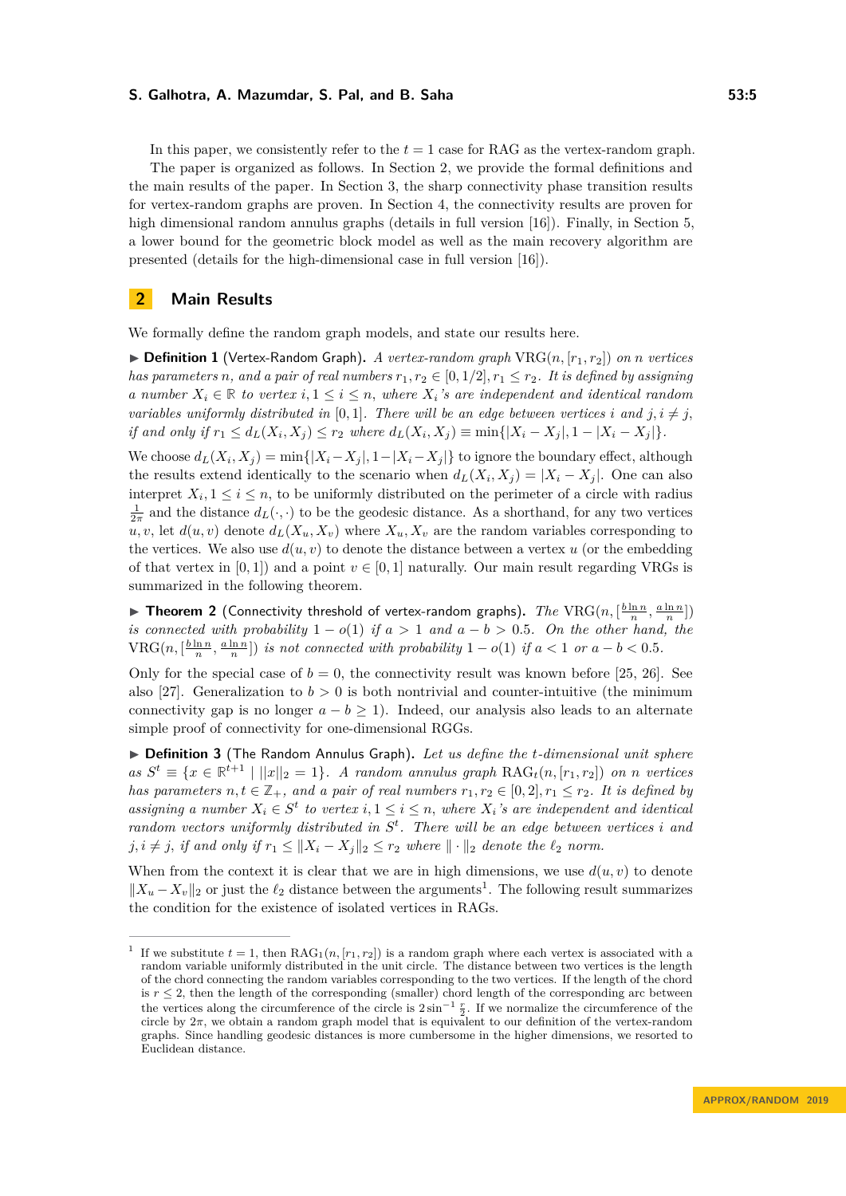In this paper, we consistently refer to the $t = 1$ case for RAG as the vertex-random graph.

The paper is organized as follows. In Section 2, we provide the formal definitions and the main results of the paper. In Section 3, the sharp connectivity phase transition results for vertex-random graphs are proven. In Section 4, the connectivity results are proven for high dimensional random annulus graphs (details in full version [16]). Finally, in Section 5, a lower bound for the geometric block model as well as the main recovery algorithm are presented (details for the high-dimensional case in full version [16]).

## 2 Main Results

We formally define the random graph models, and state our results here.

▶ **Definition 1** (Vertex-Random Graph). *A vertex-random graph* $\mathrm{VRG}(n, [r_1, r_2])$ *on* $n$ *vertices has parameters* $n$*, and a pair of real numbers* $r_1, r_2 \in [0, 1/2], r_1 \le r_2$*. It is defined by assigning a number* $X_i \in \mathbb{R}$ *to vertex* $i, 1 \le i \le n$*, where* $X_i$*'s are independent and identical random variables uniformly distributed in* $[0, 1]$*. There will be an edge between vertices* $i$ *and* $j, i \ne j$*, if and only if* $r_1 \le d_L(X_i, X_j) \le r_2$ *where* $d_L(X_i, X_j) \equiv \min\{|X_i - X_j|, 1 - |X_i - X_j|\}$*.*

We choose $d_L(X_i, X_j) = \min\{|X_i - X_j|, 1 - |X_i - X_j|\}$ to ignore the boundary effect, although the results extend identically to the scenario when $d_L(X_i, X_j) = |X_i - X_j|$. One can also interpret $X_i, 1 \le i \le n$, to be uniformly distributed on the perimeter of a circle with radius $\frac{1}{2\pi}$ and the distance $d_L(\cdot, \cdot)$ to be the geodesic distance. As a shorthand, for any two vertices $u, v$, let $d(u, v)$ denote $d_L(X_u, X_v)$ where $X_u, X_v$ are the random variables corresponding to the vertices. We also use $d(u, v)$ to denote the distance between a vertex $u$ (or the embedding of that vertex in $[0, 1]$) and a point $v \in [0, 1]$ naturally. Our main result regarding VRGs is summarized in the following theorem.

▶ **Theorem 2** (Connectivity threshold of vertex-random graphs). *The* $\mathrm{VRG}(n, [\frac{b \ln n}{n}, \frac{a \ln n}{n}])$ *is connected with probability* $1 - o(1)$ *if* $a > 1$ *and* $a - b > 0.5$*. On the other hand, the* $\mathrm{VRG}(n, [\frac{b \ln n}{n}, \frac{a \ln n}{n}])$ *is not connected with probability* $1 - o(1)$ *if* $a < 1$ *or* $a - b < 0.5$*.*

Only for the special case of $b = 0$, the connectivity result was known before [25, 26]. See also [27]. Generalization to $b > 0$ is both nontrivial and counter-intuitive (the minimum connectivity gap is no longer $a - b \ge 1$). Indeed, our analysis also leads to an alternate simple proof of connectivity for one-dimensional RGGs.

▶ **Definition 3** (The Random Annulus Graph). *Let us define the* $t$*-dimensional unit sphere as* $S^t \equiv \{x \in \mathbb{R}^{t+1} \mid ||x||_2 = 1\}$*. A random annulus graph* $\mathrm{RAG}_t(n, [r_1, r_2])$ *on* $n$ *vertices has parameters* $n, t \in \mathbb{Z}_+$*, and a pair of real numbers* $r_1, r_2 \in [0, 2], r_1 \le r_2$*. It is defined by assigning a number* $X_i \in S^t$ *to vertex* $i, 1 \le i \le n$*, where* $X_i$*'s are independent and identical random vectors uniformly distributed in* $S^t$*. There will be an edge between vertices* $i$ *and* $j, i \ne j$*, if and only if* $r_1 \le \|X_i - X_j\|_2 \le r_2$ *where* $\|\cdot\|_2$ *denote the* $\ell_2$ *norm.*

When from the context it is clear that we are in high dimensions, we use $d(u, v)$ to denote $\|X_u - X_v\|_2$ or just the $\ell_2$ distance between the arguments[1]. The following result summarizes the condition for the existence of isolated vertices in RAGs.

---

[1] If we substitute $t = 1$, then $\mathrm{RAG}_1(n, [r_1, r_2])$ is a random graph where each vertex is associated with a random variable uniformly distributed in the unit circle. The distance between two vertices is the length of the chord connecting the random variables corresponding to the two vertices. If the length of the chord is $r \le 2$, then the length of the corresponding (smaller) chord length of the corresponding arc between the vertices along the circumference of the circle is $2 \sin^{-1} \frac{r}{2}$. If we normalize the circumference of the circle by $2\pi$, we obtain a random graph model that is equivalent to our definition of the vertex-random graphs. Since handling geodesic distances is more cumbersome in the higher dimensions, we resorted to Euclidean distance.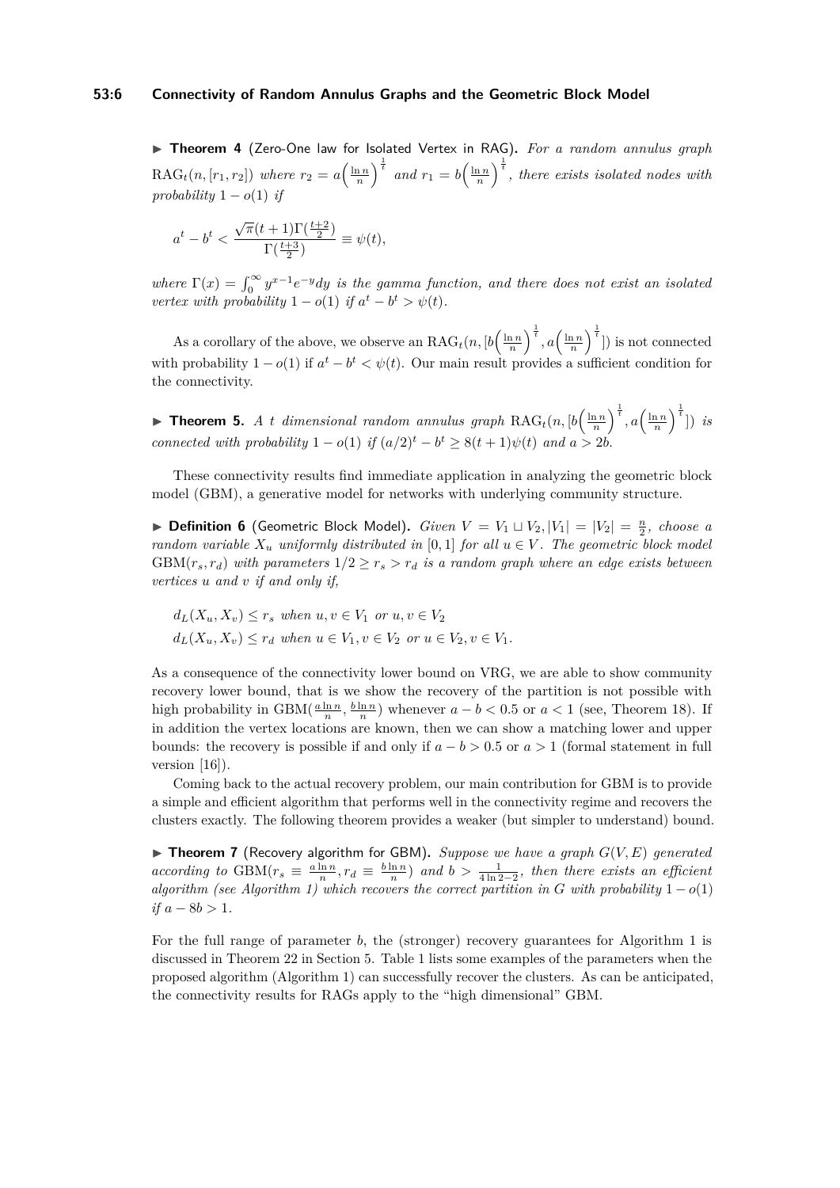▶ **Theorem 4** (Zero-One law for Isolated Vertex in RAG)**.** *For a random annulus graph* $\mathrm{RAG}_t(n,[r_1,r_2])$ *where* $r_2 = a\Big(\frac{\ln n}{n}\Big)^{\frac{1}{t}}$ *and* $r_1 = b\Big(\frac{\ln n}{n}\Big)^{\frac{1}{t}}$*, there exists isolated nodes with probability* $1-o(1)$ *if*

$$a^t - b^t < \frac{\sqrt{\pi}(t+1)\Gamma(\frac{t+2}{2})}{\Gamma(\frac{t+3}{2})} \equiv \psi(t),$$

*where* $\Gamma(x) = \int_0^\infty y^{x-1}e^{-y}dy$ *is the gamma function, and there does not exist an isolated vertex with probability* $1-o(1)$ *if* $a^t - b^t > \psi(t)$*.*

As a corollary of the above, we observe an $\mathrm{RAG}_t(n,[b\Big(\frac{\ln n}{n}\Big)^{\frac{1}{t}}, a\Big(\frac{\ln n}{n}\Big)^{\frac{1}{t}}])$ is not connected with probability $1-o(1)$ if $a^t - b^t < \psi(t)$. Our main result provides a sufficient condition for the connectivity.

▶ **Theorem 5.** *A* $t$ *dimensional random annulus graph* $\mathrm{RAG}_t(n,[b\Big(\frac{\ln n}{n}\Big)^{\frac{1}{t}}, a\Big(\frac{\ln n}{n}\Big)^{\frac{1}{t}}])$ *is connected with probability* $1-o(1)$ *if* $(a/2)^t - b^t \geq 8(t+1)\psi(t)$ *and* $a > 2b$*.*

These connectivity results find immediate application in analyzing the geometric block model (GBM), a generative model for networks with underlying community structure.

▶ **Definition 6** (Geometric Block Model)**.** *Given* $V = V_1 \sqcup V_2, |V_1| = |V_2| = \frac{n}{2}$*, choose a random variable* $X_u$ *uniformly distributed in* $[0,1]$ *for all* $u \in V$*. The geometric block model* $\mathrm{GBM}(r_s, r_d)$ *with parameters* $1/2 \geq r_s > r_d$ *is a random graph where an edge exists between vertices* $u$ *and* $v$ *if and only if,*

$$d_L(X_u, X_v) \leq r_s \text{ when } u, v \in V_1 \text{ or } u, v \in V_2$$
$$d_L(X_u, X_v) \leq r_d \text{ when } u \in V_1, v \in V_2 \text{ or } u \in V_2, v \in V_1.$$

As a consequence of the connectivity lower bound on VRG, we are able to show community recovery lower bound, that is we show the recovery of the partition is not possible with high probability in $\mathrm{GBM}(\frac{a\ln n}{n}, \frac{b\ln n}{n})$ whenever $a-b < 0.5$ or $a < 1$ (see, Theorem 18). If in addition the vertex locations are known, then we can show a matching lower and upper bounds: the recovery is possible if and only if $a-b > 0.5$ or $a > 1$ (formal statement in full version [16]).

Coming back to the actual recovery problem, our main contribution for GBM is to provide a simple and efficient algorithm that performs well in the connectivity regime and recovers the clusters exactly. The following theorem provides a weaker (but simpler to understand) bound.

▶ **Theorem 7** (Recovery algorithm for GBM)**.** *Suppose we have a graph* $G(V,E)$ *generated according to* $\mathrm{GBM}(r_s \equiv \frac{a\ln n}{n}, r_d \equiv \frac{b\ln n}{n})$ *and* $b > \frac{1}{4\ln 2 - 2}$*, then there exists an efficient algorithm (see Algorithm 1) which recovers the correct partition in* $G$ *with probability* $1-o(1)$ *if* $a - 8b > 1$*.*

For the full range of parameter $b$, the (stronger) recovery guarantees for Algorithm 1 is discussed in Theorem 22 in Section 5. Table 1 lists some examples of the parameters when the proposed algorithm (Algorithm 1) can successfully recover the clusters. As can be anticipated, the connectivity results for RAGs apply to the "high dimensional" GBM.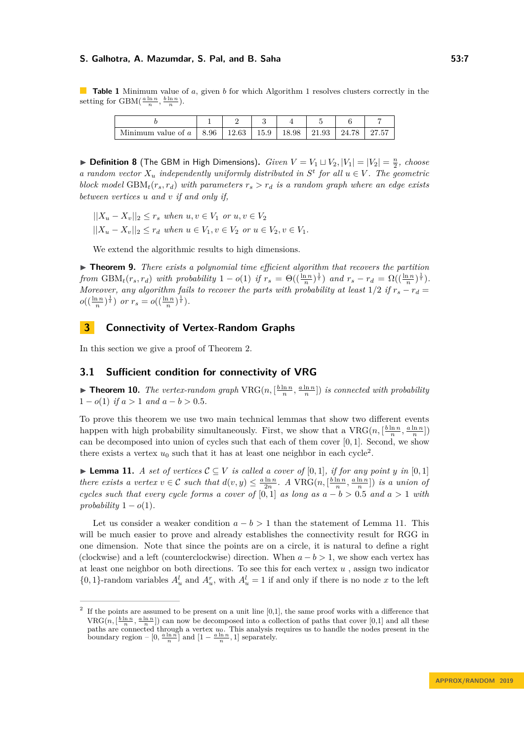**Table 1** Minimum value of $a$, given $b$ for which Algorithm 1 resolves clusters correctly in the setting for $\mathrm{GBM}(\frac{a \ln n}{n}, \frac{b \ln n}{n})$.

| $b$ | 1 | 2 | 3 | 4 | 5 | 6 | 7 |
|---|---|---|---|---|---|---|---|
| Minimum value of $a$ | 8.96 | 12.63 | 15.9 | 18.98 | 21.93 | 24.78 | 27.57 |

▶ **Definition 8** (The GBM in High Dimensions). *Given $V = V_1 \sqcup V_2, |V_1| = |V_2| = \frac{n}{2}$, choose a random vector $X_u$ independently uniformly distributed in $S^t$ for all $u \in V$. The geometric block model $\mathrm{GBM}_t(r_s, r_d)$ with parameters $r_s > r_d$ is a random graph where an edge exists between vertices $u$ and $v$ if and only if,*

$$||X_u - X_v||_2 \le r_s \text{ when } u, v \in V_1 \text{ or } u, v \in V_2$$

$$||X_u - X_v||_2 \le r_d \text{ when } u \in V_1, v \in V_2 \text{ or } u \in V_2, v \in V_1.$$

We extend the algorithmic results to high dimensions.

▶ **Theorem 9.** *There exists a polynomial time efficient algorithm that recovers the partition from $\mathrm{GBM}_t(r_s, r_d)$ with probability $1 - o(1)$ if $r_s = \Theta((\frac{\ln n}{n})^{\frac{1}{t}})$ and $r_s - r_d = \Omega((\frac{\ln n}{n})^{\frac{1}{t}})$. Moreover, any algorithm fails to recover the parts with probability at least $1/2$ if $r_s - r_d = o((\frac{\ln n}{n})^{\frac{1}{t}})$ or $r_s = o((\frac{\ln n}{n})^{\frac{1}{t}})$.*

# 3 Connectivity of Vertex-Random Graphs

In this section we give a proof of Theorem 2.

## 3.1 Sufficient condition for connectivity of VRG

▶ **Theorem 10.** *The vertex-random graph $\mathrm{VRG}(n, [\frac{b \ln n}{n}, \frac{a \ln n}{n}])$ is connected with probability $1 - o(1)$ if $a > 1$ and $a - b > 0.5$.*

To prove this theorem we use two main technical lemmas that show two different events happen with high probability simultaneously. First, we show that a $\mathrm{VRG}(n, [\frac{b \ln n}{n}, \frac{a \ln n}{n}])$ can be decomposed into union of cycles such that each of them cover $[0, 1]$. Second, we show there exists a vertex $u_0$ such that it has at least one neighbor in each cycle[2].

▶ **Lemma 11.** *A set of vertices $\mathcal{C} \subseteq V$ is called a cover of $[0, 1]$, if for any point $y$ in $[0, 1]$ there exists a vertex $v \in \mathcal{C}$ such that $d(v, y) \le \frac{a \ln n}{2n}$. A $\mathrm{VRG}(n, [\frac{b \ln n}{n}, \frac{a \ln n}{n}])$ is a union of cycles such that every cycle forms a cover of $[0, 1]$ as long as $a - b > 0.5$ and $a > 1$ with probability $1 - o(1)$.*

Let us consider a weaker condition $a - b > 1$ than the statement of Lemma 11. This will be much easier to prove and already establishes the connectivity result for RGG in one dimension. Note that since the points are on a circle, it is natural to define a right (clockwise) and a left (counterclockwise) direction. When $a - b > 1$, we show each vertex has at least one neighbor on both directions. To see this for each vertex $u$ , assign two indicator $\{0, 1\}$-random variables $A_u^l$ and $A_u^r$, with $A_u^l = 1$ if and only if there is no node $x$ to the left

---

[2] If the points are assumed to be present on a unit line [0,1], the same proof works with a difference that $\mathrm{VRG}(n, [\frac{b \ln n}{n}, \frac{a \ln n}{n}])$ can now be decomposed into a collection of paths that cover [0,1] and all these paths are connected through a vertex $u_0$. This analysis requires us to handle the nodes present in the boundary region – $[0, \frac{a \ln n}{n}]$ and $[1 - \frac{a \ln n}{n}, 1]$ separately.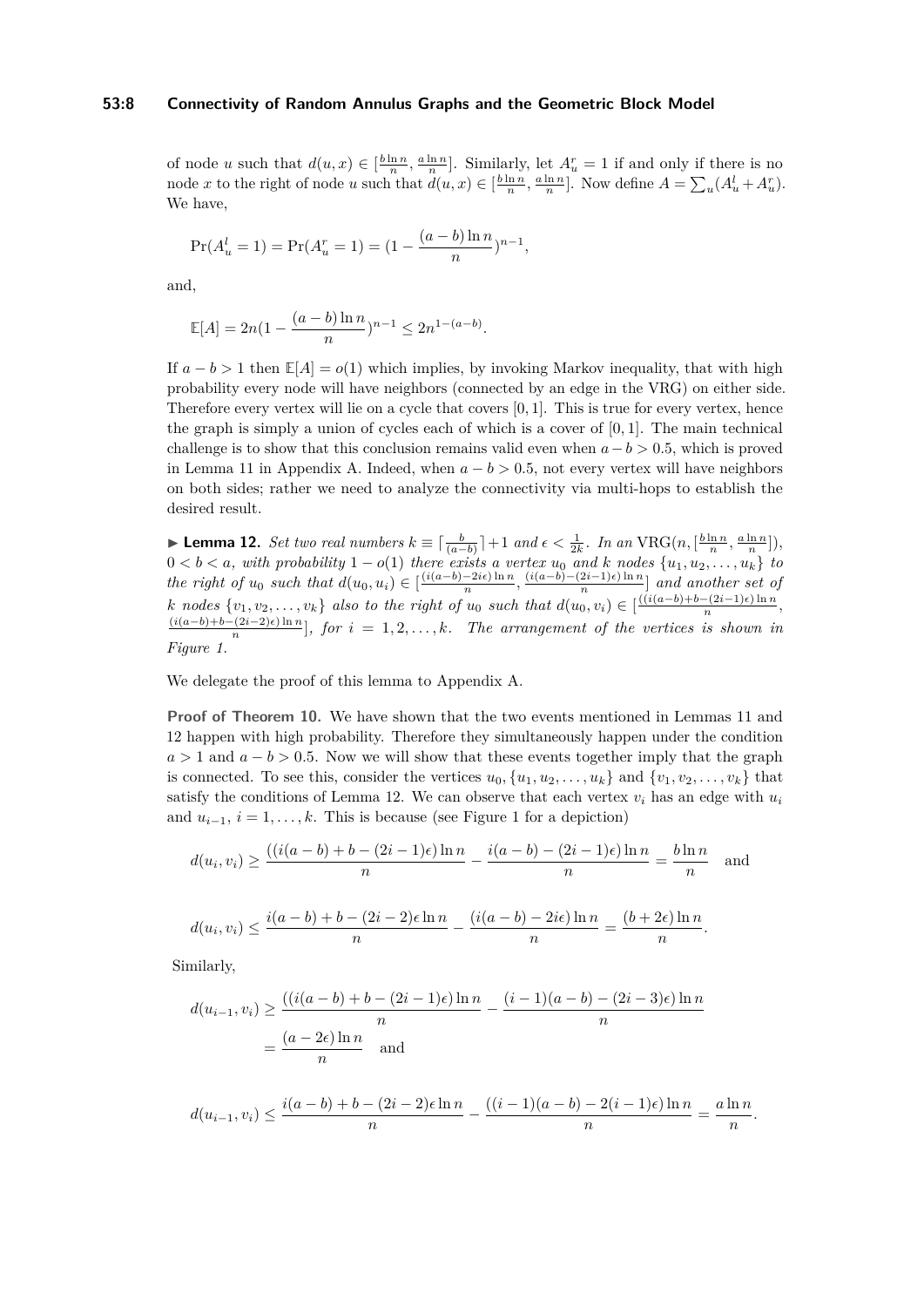of node $u$ such that $d(u,x) \in [\frac{b \ln n}{n}, \frac{a \ln n}{n}]$. Similarly, let $A_u^r = 1$ if and only if there is no node $x$ to the right of node $u$ such that $d(u,x) \in [\frac{b \ln n}{n}, \frac{a \ln n}{n}]$. Now define $A = \sum_u (A_u^l + A_u^r)$. We have,

$$\Pr(A_u^l = 1) = \Pr(A_u^r = 1) = (1 - \frac{(a-b)\ln n}{n})^{n-1},$$

and,

$$\mathbb{E}[A] = 2n(1 - \frac{(a-b)\ln n}{n})^{n-1} \leq 2n^{1-(a-b)}.$$

If $a - b > 1$ then $\mathbb{E}[A] = o(1)$ which implies, by invoking Markov inequality, that with high probability every node will have neighbors (connected by an edge in the VRG) on either side. Therefore every vertex will lie on a cycle that covers $[0,1]$. This is true for every vertex, hence the graph is simply a union of cycles each of which is a cover of $[0,1]$. The main technical challenge is to show that this conclusion remains valid even when $a - b > 0.5$, which is proved in Lemma 11 in Appendix A. Indeed, when $a - b > 0.5$, not every vertex will have neighbors on both sides; rather we need to analyze the connectivity via multi-hops to establish the desired result.

► **Lemma 12.** *Set two real numbers $k \equiv \lceil \frac{b}{(a-b)} \rceil + 1$ and $\epsilon < \frac{1}{2k}$. In an $\mathrm{VRG}(n, [\frac{b \ln n}{n}, \frac{a \ln n}{n}])$, $0 < b < a$, with probability $1 - o(1)$ there exists a vertex $u_0$ and $k$ nodes $\{u_1, u_2, \ldots, u_k\}$ to the right of $u_0$ such that $d(u_0, u_i) \in [\frac{(i(a-b)-2i\epsilon)\ln n}{n}, \frac{(i(a-b)-(2i-1)\epsilon)\ln n}{n}]$ and another set of $k$ nodes $\{v_1, v_2, \ldots, v_k\}$ also to the right of $u_0$ such that $d(u_0, v_i) \in [\frac{((i(a-b)+b-(2i-1)\epsilon)\ln n}{n}, \frac{(i(a-b)+b-(2i-2)\epsilon)\ln n}{n}]$, for $i = 1, 2, \ldots, k$. The arrangement of the vertices is shown in Figure 1.*

We delegate the proof of this lemma to Appendix A.

**Proof of Theorem 10.** We have shown that the two events mentioned in Lemmas 11 and 12 happen with high probability. Therefore they simultaneously happen under the condition $a > 1$ and $a - b > 0.5$. Now we will show that these events together imply that the graph is connected. To see this, consider the vertices $u_0, \{u_1, u_2, \ldots, u_k\}$ and $\{v_1, v_2, \ldots, v_k\}$ that satisfy the conditions of Lemma 12. We can observe that each vertex $v_i$ has an edge with $u_i$ and $u_{i-1}$, $i = 1, \ldots, k$. This is because (see Figure 1 for a depiction)

$$d(u_i, v_i) \geq \frac{((i(a-b)+b-(2i-1)\epsilon)\ln n}{n} - \frac{i(a-b)-(2i-1)\epsilon)\ln n}{n} = \frac{b \ln n}{n} \quad \text{and}$$

$$d(u_i, v_i) \leq \frac{i(a-b)+b-(2i-2)\epsilon \ln n}{n} - \frac{(i(a-b)-2i\epsilon)\ln n}{n} = \frac{(b+2\epsilon)\ln n}{n}.$$

Similarly,

$$d(u_{i-1}, v_i) \geq \frac{((i(a-b)+b-(2i-1)\epsilon)\ln n}{n} - \frac{(i-1)(a-b)-(2i-3)\epsilon)\ln n}{n} = \frac{(a-2\epsilon)\ln n}{n} \quad \text{and}$$

$$d(u_{i-1}, v_i) \leq \frac{i(a-b)+b-(2i-2)\epsilon \ln n}{n} - \frac{((i-1)(a-b)-2(i-1)\epsilon)\ln n}{n} = \frac{a \ln n}{n}.$$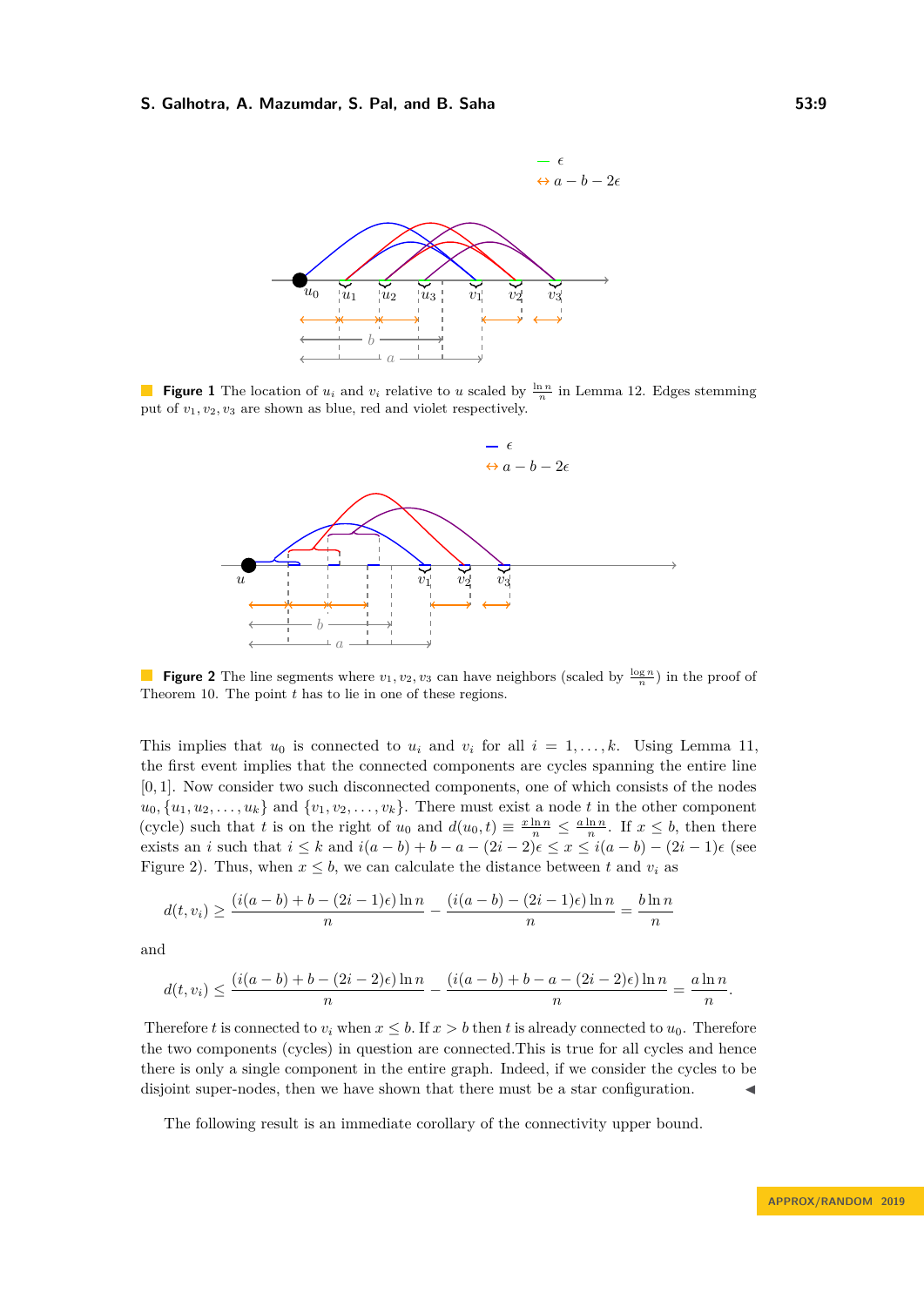**Figure 1** The location of $u_i$ and $v_i$ relative to $u$ scaled by $\frac{\ln n}{n}$ in Lemma 12. Edges stemming put of $v_1, v_2, v_3$ are shown as blue, red and violet respectively.

**Figure 2** The line segments where $v_1, v_2, v_3$ can have neighbors (scaled by $\frac{\log n}{n}$) in the proof of Theorem 10. The point $t$ has to lie in one of these regions.

This implies that $u_0$ is connected to $u_i$ and $v_i$ for all $i = 1, \ldots, k$. Using Lemma 11, the first event implies that the connected components are cycles spanning the entire line $[0, 1]$. Now consider two such disconnected components, one of which consists of the nodes $u_0, \{u_1, u_2, \ldots, u_k\}$ and $\{v_1, v_2, \ldots, v_k\}$. There must exist a node $t$ in the other component (cycle) such that $t$ is on the right of $u_0$ and $d(u_0, t) \equiv \frac{x \ln n}{n} \le \frac{a \ln n}{n}$. If $x \le b$, then there exists an $i$ such that $i \le k$ and $i(a-b) + b - a - (2i-2)\epsilon \le x \le i(a-b) - (2i-1)\epsilon$ (see Figure 2). Thus, when $x \le b$, we can calculate the distance between $t$ and $v_i$ as

$$d(t, v_i) \ge \frac{(i(a-b) + b - (2i-1)\epsilon) \ln n}{n} - \frac{(i(a-b) - (2i-1)\epsilon) \ln n}{n} = \frac{b \ln n}{n}$$

and

$$d(t, v_i) \le \frac{(i(a-b) + b - (2i-2)\epsilon) \ln n}{n} - \frac{(i(a-b) + b - a - (2i-2)\epsilon) \ln n}{n} = \frac{a \ln n}{n}.$$

Therefore $t$ is connected to $v_i$ when $x \le b$. If $x > b$ then $t$ is already connected to $u_0$. Therefore the two components (cycles) in question are connected.This is true for all cycles and hence there is only a single component in the entire graph. Indeed, if we consider the cycles to be disjoint super-nodes, then we have shown that there must be a star configuration. ◂

The following result is an immediate corollary of the connectivity upper bound.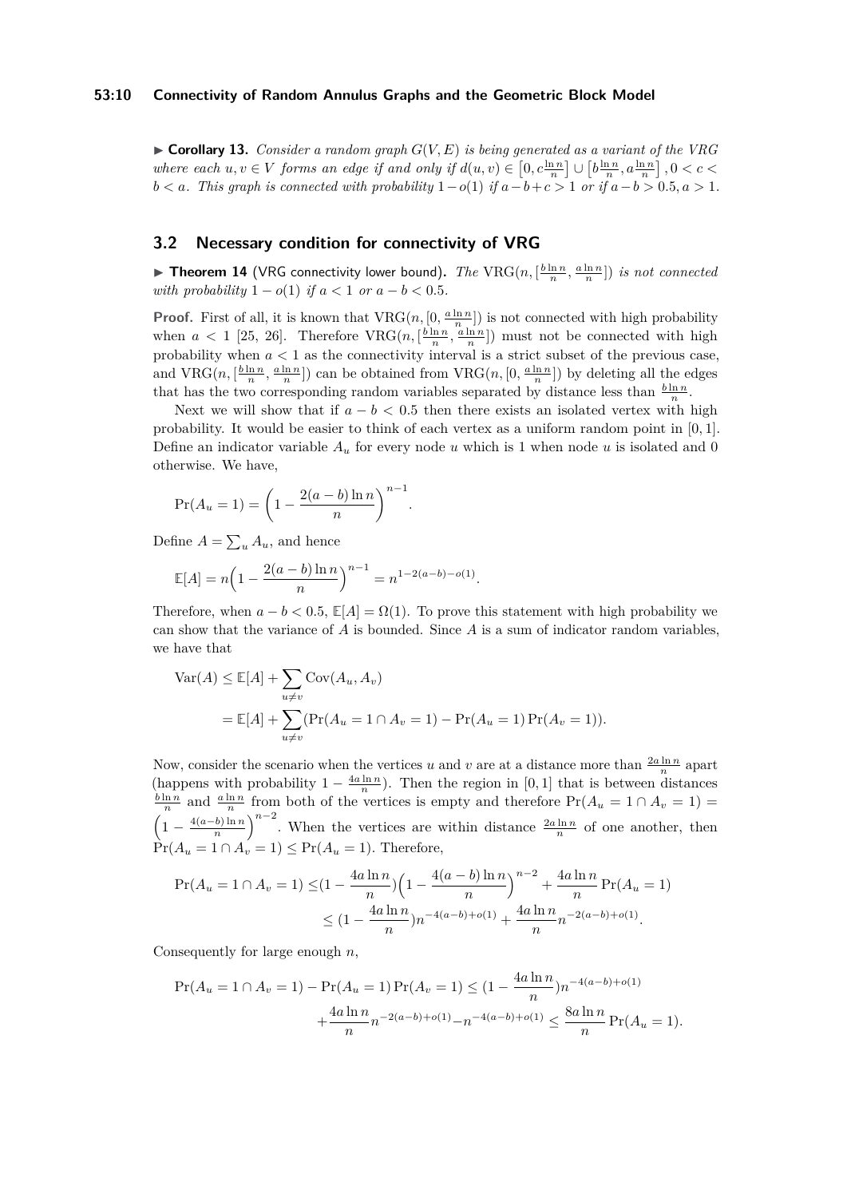▶ **Corollary 13.** *Consider a random graph $G(V,E)$ is being generated as a variant of the VRG where each $u, v \in V$ forms an edge if and only if $d(u,v) \in \left[0, c\frac{\ln n}{n}\right] \cup \left[b\frac{\ln n}{n}, a\frac{\ln n}{n}\right], 0 < c < b < a$. This graph is connected with probability $1 - o(1)$ if $a - b + c > 1$ or if $a - b > 0.5, a > 1$.*

## 3.2 Necessary condition for connectivity of VRG

▶ **Theorem 14** (VRG connectivity lower bound)**.** *The $\mathrm{VRG}(n, [\frac{b \ln n}{n}, \frac{a \ln n}{n}])$ is not connected with probability $1 - o(1)$ if $a < 1$ or $a - b < 0.5$.*

**Proof.** First of all, it is known that $\mathrm{VRG}(n, [0, \frac{a \ln n}{n}])$ is not connected with high probability when $a < 1$ [25, 26]. Therefore $\mathrm{VRG}(n, [\frac{b \ln n}{n}, \frac{a \ln n}{n}])$ must not be connected with high probability when $a < 1$ as the connectivity interval is a strict subset of the previous case, and $\mathrm{VRG}(n, [\frac{b \ln n}{n}, \frac{a \ln n}{n}])$ can be obtained from $\mathrm{VRG}(n, [0, \frac{a \ln n}{n}])$ by deleting all the edges that has the two corresponding random variables separated by distance less than $\frac{b \ln n}{n}$.

Next we will show that if $a - b < 0.5$ then there exists an isolated vertex with high probability. It would be easier to think of each vertex as a uniform random point in $[0,1]$. Define an indicator variable $A_u$ for every node $u$ which is 1 when node $u$ is isolated and 0 otherwise. We have,

$$\Pr(A_u = 1) = \left(1 - \frac{2(a-b)\ln n}{n}\right)^{n-1}.$$

Define $A = \sum_u A_u$, and hence

$$\mathbb{E}[A] = n\Big(1 - \frac{2(a-b)\ln n}{n}\Big)^{n-1} = n^{1-2(a-b)-o(1)}.$$

Therefore, when $a - b < 0.5$, $\mathbb{E}[A] = \Omega(1)$. To prove this statement with high probability we can show that the variance of $A$ is bounded. Since $A$ is a sum of indicator random variables, we have that

$$\begin{aligned}
\mathrm{Var}(A) &\leq \mathbb{E}[A] + \sum_{u \neq v} \mathrm{Cov}(A_u, A_v) \\
&= \mathbb{E}[A] + \sum_{u \neq v} (\Pr(A_u = 1 \cap A_v = 1) - \Pr(A_u = 1)\Pr(A_v = 1)).
\end{aligned}$$

Now, consider the scenario when the vertices $u$ and $v$ are at a distance more than $\frac{2a \ln n}{n}$ apart (happens with probability $1 - \frac{4a \ln n}{n}$). Then the region in $[0,1]$ that is between distances $\frac{b \ln n}{n}$ and $\frac{a \ln n}{n}$ from both of the vertices is empty and therefore $\Pr(A_u = 1 \cap A_v = 1) = \left(1 - \frac{4(a-b)\ln n}{n}\right)^{n-2}$. When the vertices are within distance $\frac{2a \ln n}{n}$ of one another, then $\Pr(A_u = 1 \cap A_v = 1) \leq \Pr(A_u = 1)$. Therefore,

$$\begin{aligned}
\Pr(A_u = 1 \cap A_v = 1) &\leq (1 - \frac{4a \ln n}{n})\Big(1 - \frac{4(a-b)\ln n}{n}\Big)^{n-2} + \frac{4a \ln n}{n}\Pr(A_u = 1) \\
&\leq (1 - \frac{4a \ln n}{n}) n^{-4(a-b)+o(1)} + \frac{4a \ln n}{n} n^{-2(a-b)+o(1)}.
\end{aligned}$$

Consequently for large enough $n$,

$$\begin{aligned}
\Pr(A_u = 1 \cap A_v = 1) - \Pr(A_u = 1)\Pr(A_v = 1) &\leq (1 - \frac{4a \ln n}{n}) n^{-4(a-b)+o(1)} \\
&+ \frac{4a \ln n}{n} n^{-2(a-b)+o(1)} - n^{-4(a-b)+o(1)} \leq \frac{8a \ln n}{n}\Pr(A_u = 1).
\end{aligned}$$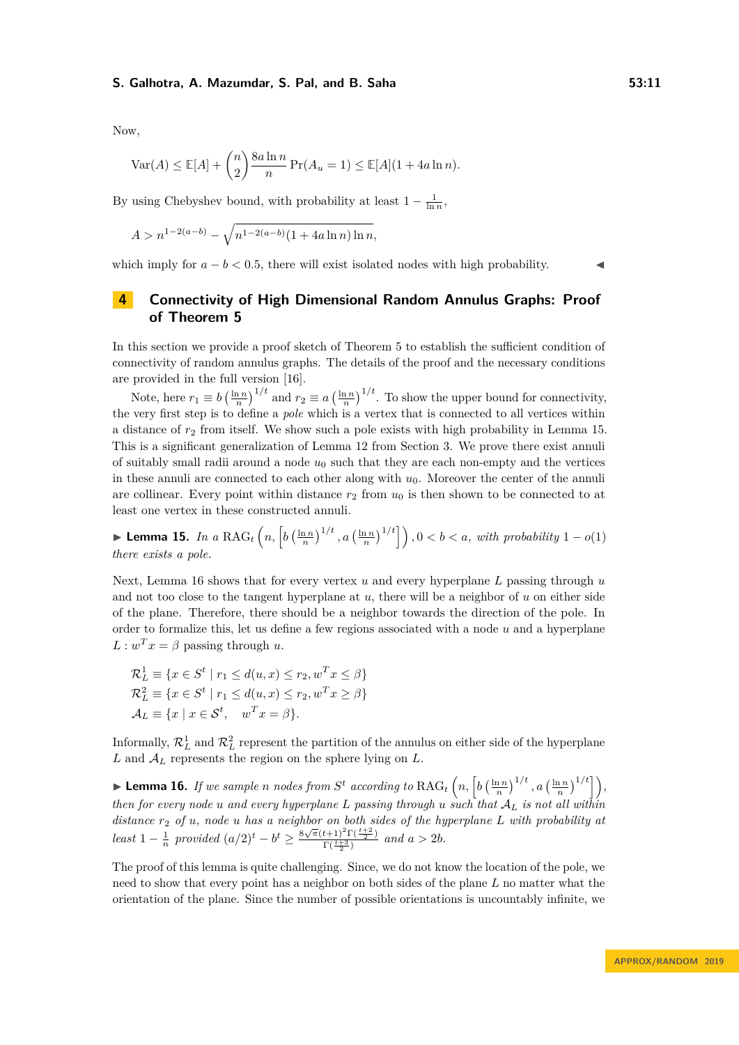Now,

$$\text{Var}(A) \leq \mathbb{E}[A] + \binom{n}{2} \frac{8a \ln n}{n} \Pr(A_u = 1) \leq \mathbb{E}[A](1 + 4a \ln n).$$

By using Chebyshev bound, with probability at least $1 - \frac{1}{\ln n}$,

$$A > n^{1-2(a-b)} - \sqrt{n^{1-2(a-b)}(1 + 4a \ln n) \ln n},$$

which imply for $a - b < 0.5$, there will exist isolated nodes with high probability. ◀

## 4 Connectivity of High Dimensional Random Annulus Graphs: Proof of Theorem 5

In this section we provide a proof sketch of Theorem 5 to establish the sufficient condition of connectivity of random annulus graphs. The details of the proof and the necessary conditions are provided in the full version [16].

Note, here $r_1 \equiv b\left(\frac{\ln n}{n}\right)^{1/t}$ and $r_2 \equiv a\left(\frac{\ln n}{n}\right)^{1/t}$. To show the upper bound for connectivity, the very first step is to define a *pole* which is a vertex that is connected to all vertices within a distance of $r_2$ from itself. We show such a pole exists with high probability in Lemma 15. This is a significant generalization of Lemma 12 from Section 3. We prove there exist annuli of suitably small radii around a node $u_0$ such that they are each non-empty and the vertices in these annuli are connected to each other along with $u_0$. Moreover the center of the annuli are collinear. Every point within distance $r_2$ from $u_0$ is then shown to be connected to at least one vertex in these constructed annuli.

▶ **Lemma 15.** *In a* $\text{RAG}_t\left(n, \left[b\left(\frac{\ln n}{n}\right)^{1/t}, a\left(\frac{\ln n}{n}\right)^{1/t}\right]\right), 0 < b < a,$ *with probability* $1 - o(1)$ *there exists a pole.*

Next, Lemma 16 shows that for every vertex $u$ and every hyperplane $L$ passing through $u$ and not too close to the tangent hyperplane at $u$, there will be a neighbor of $u$ on either side of the plane. Therefore, there should be a neighbor towards the direction of the pole. In order to formalize this, let us define a few regions associated with a node $u$ and a hyperplane $L : w^T x = \beta$ passing through $u$.

$$\mathcal{R}_L^1 \equiv \{x \in S^t \mid r_1 \leq d(u, x) \leq r_2, w^T x \leq \beta\}$$
$$\mathcal{R}_L^2 \equiv \{x \in S^t \mid r_1 \leq d(u, x) \leq r_2, w^T x \geq \beta\}$$
$$\mathcal{A}_L \equiv \{x \mid x \in \mathcal{S}^t, \quad w^T x = \beta\}.$$

Informally, $\mathcal{R}_L^1$ and $\mathcal{R}_L^2$ represent the partition of the annulus on either side of the hyperplane $L$ and $\mathcal{A}_L$ represents the region on the sphere lying on $L$.

▶ **Lemma 16.** *If we sample* $n$ *nodes from* $S^t$ *according to* $\text{RAG}_t\left(n, \left[b\left(\frac{\ln n}{n}\right)^{1/t}, a\left(\frac{\ln n}{n}\right)^{1/t}\right]\right)$, *then for every node* $u$ *and every hyperplane* $L$ *passing through* $u$ *such that* $\mathcal{A}_L$ *is not all within distance* $r_2$ *of* $u$, *node* $u$ *has a neighbor on both sides of the hyperplane* $L$ *with probability at least* $1 - \frac{1}{n}$ *provided* $(a/2)^t - b^t \geq \frac{8\sqrt{\pi}(t+1)^2\Gamma(\frac{t+2}{2})}{\Gamma(\frac{t+3}{2})}$ *and* $a > 2b$.

The proof of this lemma is quite challenging. Since, we do not know the location of the pole, we need to show that every point has a neighbor on both sides of the plane $L$ no matter what the orientation of the plane. Since the number of possible orientations is uncountably infinite, we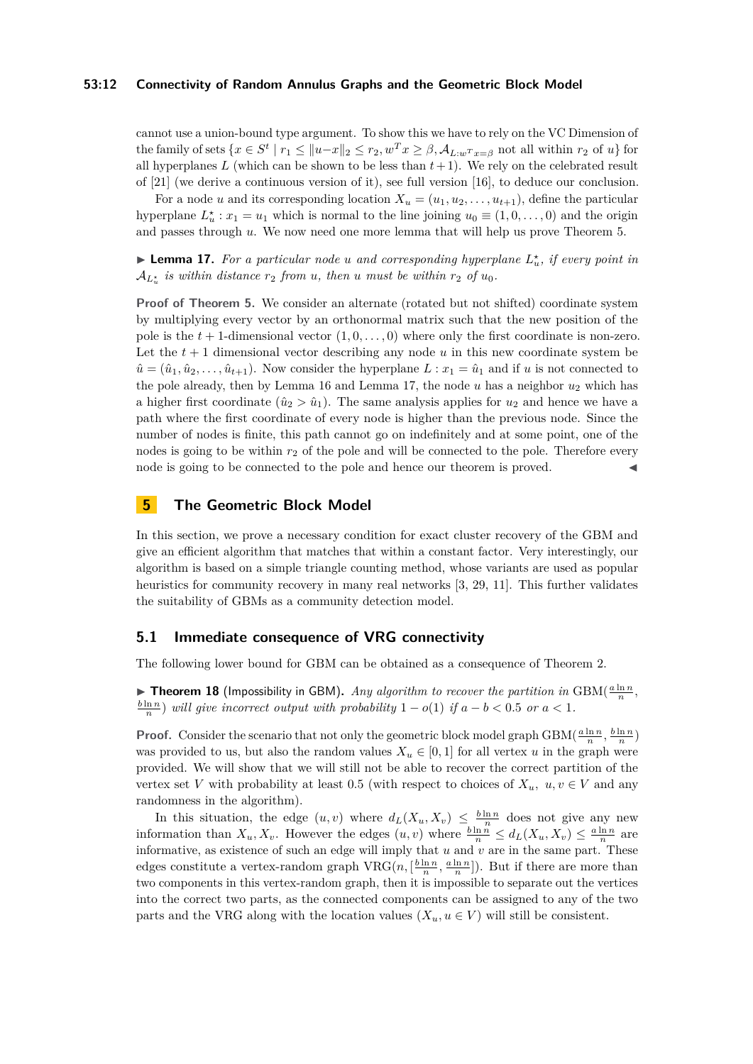cannot use a union-bound type argument. To show this we have to rely on the VC Dimension of the family of sets $\{x \in S^t \mid r_1 \le \|u-x\|_2 \le r_2, w^T x \ge \beta, \mathcal{A}_{L:w^T x=\beta}$ not all within $r_2$ of $u\}$ for all hyperplanes $L$ (which can be shown to be less than $t+1$). We rely on the celebrated result of [21] (we derive a continuous version of it), see full version [16], to deduce our conclusion.

For a node $u$ and its corresponding location $X_u = (u_1, u_2, \ldots, u_{t+1})$, define the particular hyperplane $L_u^\star : x_1 = u_1$ which is normal to the line joining $u_0 \equiv (1, 0, \ldots, 0)$ and the origin and passes through $u$. We now need one more lemma that will help us prove Theorem 5.

▶ **Lemma 17.** *For a particular node $u$ and corresponding hyperplane $L_u^\star$, if every point in $\mathcal{A}_{L_u^\star}$ is within distance $r_2$ from $u$, then $u$ must be within $r_2$ of $u_0$.*

**Proof of Theorem 5.** We consider an alternate (rotated but not shifted) coordinate system by multiplying every vector by an orthonormal matrix such that the new position of the pole is the $t+1$-dimensional vector $(1, 0, \ldots, 0)$ where only the first coordinate is non-zero. Let the $t+1$ dimensional vector describing any node $u$ in this new coordinate system be $\hat{u} = (\hat{u}_1, \hat{u}_2, \ldots, \hat{u}_{t+1})$. Now consider the hyperplane $L : x_1 = \hat{u}_1$ and if $u$ is not connected to the pole already, then by Lemma 16 and Lemma 17, the node $u$ has a neighbor $u_2$ which has a higher first coordinate ($\hat{u}_2 > \hat{u}_1$). The same analysis applies for $u_2$ and hence we have a path where the first coordinate of every node is higher than the previous node. Since the number of nodes is finite, this path cannot go on indefinitely and at some point, one of the nodes is going to be within $r_2$ of the pole and will be connected to the pole. Therefore every node is going to be connected to the pole and hence our theorem is proved. ◀

# 5 The Geometric Block Model

In this section, we prove a necessary condition for exact cluster recovery of the GBM and give an efficient algorithm that matches that within a constant factor. Very interestingly, our algorithm is based on a simple triangle counting method, whose variants are used as popular heuristics for community recovery in many real networks [3, 29, 11]. This further validates the suitability of GBMs as a community detection model.

## 5.1 Immediate consequence of VRG connectivity

The following lower bound for GBM can be obtained as a consequence of Theorem 2.

▶ **Theorem 18** (Impossibility in GBM)**.** *Any algorithm to recover the partition in* $\mathrm{GBM}(\frac{a \ln n}{n}, \frac{b \ln n}{n})$ *will give incorrect output with probability* $1 - o(1)$ *if* $a - b < 0.5$ *or* $a < 1$.

**Proof.** Consider the scenario that not only the geometric block model graph $\mathrm{GBM}(\frac{a \ln n}{n}, \frac{b \ln n}{n})$ was provided to us, but also the random values $X_u \in [0,1]$ for all vertex $u$ in the graph were provided. We will show that we will still not be able to recover the correct partition of the vertex set $V$ with probability at least 0.5 (with respect to choices of $X_u$, $u, v \in V$ and any randomness in the algorithm).

In this situation, the edge $(u, v)$ where $d_L(X_u, X_v) \le \frac{b \ln n}{n}$ does not give any new information than $X_u, X_v$. However the edges $(u, v)$ where $\frac{b \ln n}{n} \le d_L(X_u, X_v) \le \frac{a \ln n}{n}$ are informative, as existence of such an edge will imply that $u$ and $v$ are in the same part. These edges constitute a vertex-random graph $\mathrm{VRG}(n, [\frac{b \ln n}{n}, \frac{a \ln n}{n}])$. But if there are more than two components in this vertex-random graph, then it is impossible to separate out the vertices into the correct two parts, as the connected components can be assigned to any of the two parts and the VRG along with the location values $(X_u, u \in V)$ will still be consistent.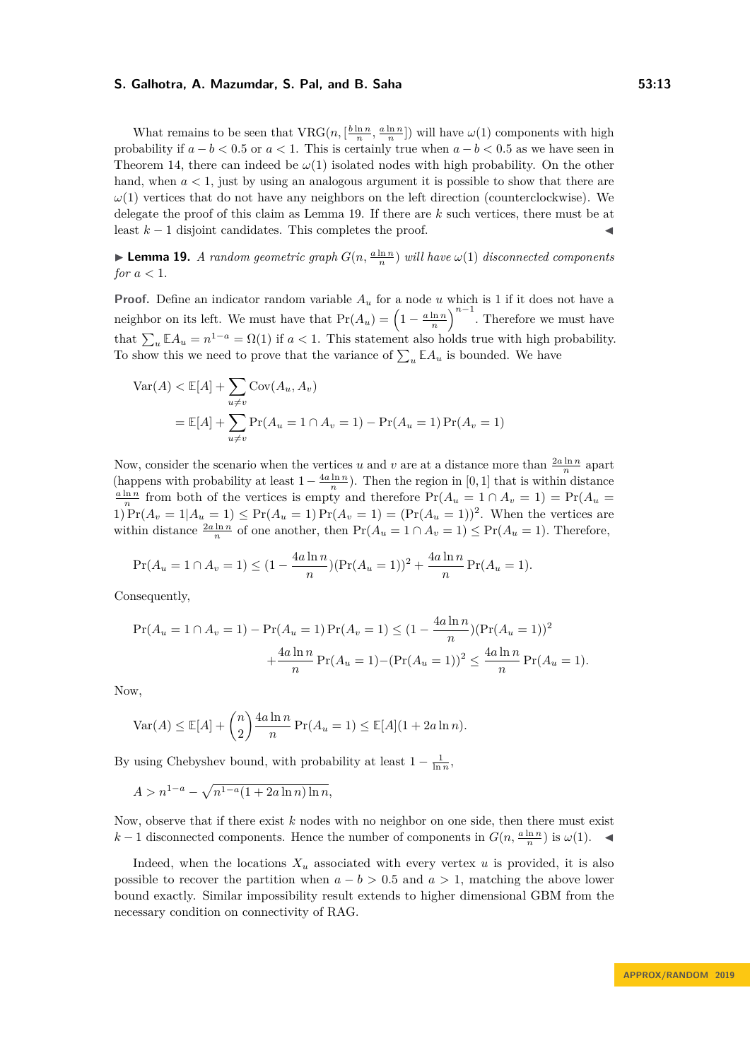What remains to be seen that $\text{VRG}(n, [\frac{b \ln n}{n}, \frac{a \ln n}{n}])$ will have $\omega(1)$ components with high probability if $a - b < 0.5$ or $a < 1$. This is certainly true when $a - b < 0.5$ as we have seen in Theorem 14, there can indeed be $\omega(1)$ isolated nodes with high probability. On the other hand, when $a < 1$, just by using an analogous argument it is possible to show that there are $\omega(1)$ vertices that do not have any neighbors on the left direction (counterclockwise). We delegate the proof of this claim as Lemma 19. If there are $k$ such vertices, there must be at least $k - 1$ disjoint candidates. This completes the proof. ◀

▶ **Lemma 19.** *A random geometric graph $G(n, \frac{a \ln n}{n})$ will have $\omega(1)$ disconnected components for $a < 1$.*

**Proof.** Define an indicator random variable $A_u$ for a node $u$ which is 1 if it does not have a neighbor on its left. We must have that $\Pr(A_u) = \left(1 - \frac{a \ln n}{n}\right)^{n-1}$. Therefore we must have that $\sum_u \mathbb{E} A_u = n^{1-a} = \Omega(1)$ if $a < 1$. This statement also holds true with high probability. To show this we need to prove that the variance of $\sum_u \mathbb{E} A_u$ is bounded. We have

$$\begin{aligned}
\text{Var}(A) &< \mathbb{E}[A] + \sum_{u \neq v} \text{Cov}(A_u, A_v) \\
&= \mathbb{E}[A] + \sum_{u \neq v} \Pr(A_u = 1 \cap A_v = 1) - \Pr(A_u = 1) \Pr(A_v = 1)
\end{aligned}$$

Now, consider the scenario when the vertices $u$ and $v$ are at a distance more than $\frac{2a \ln n}{n}$ apart (happens with probability at least $1 - \frac{4a \ln n}{n}$). Then the region in $[0, 1]$ that is within distance $\frac{a \ln n}{n}$ from both of the vertices is empty and therefore $\Pr(A_u = 1 \cap A_v = 1) = \Pr(A_u = 1) \Pr(A_v = 1 | A_u = 1) \leq \Pr(A_u = 1) \Pr(A_v = 1) = (\Pr(A_u = 1))^2$. When the vertices are within distance $\frac{2a \ln n}{n}$ of one another, then $\Pr(A_u = 1 \cap A_v = 1) \leq \Pr(A_u = 1)$. Therefore,

$$\Pr(A_u = 1 \cap A_v = 1) \leq (1 - \frac{4a \ln n}{n})(\Pr(A_u = 1))^2 + \frac{4a \ln n}{n} \Pr(A_u = 1).$$

Consequently,

$$\begin{aligned}
\Pr(A_u = 1 \cap A_v = 1) - \Pr(A_u = 1) \Pr(A_v = 1) &\leq (1 - \frac{4a \ln n}{n})(\Pr(A_u = 1))^2 \\
&+ \frac{4a \ln n}{n} \Pr(A_u = 1) - (\Pr(A_u = 1))^2 \leq \frac{4a \ln n}{n} \Pr(A_u = 1).
\end{aligned}$$

Now,

$$\text{Var}(A) \leq \mathbb{E}[A] + \binom{n}{2} \frac{4a \ln n}{n} \Pr(A_u = 1) \leq \mathbb{E}[A](1 + 2a \ln n).$$

By using Chebyshev bound, with probability at least $1 - \frac{1}{\ln n}$,

$$A > n^{1-a} - \sqrt{n^{1-a}(1 + 2a \ln n) \ln n},$$

Now, observe that if there exist $k$ nodes with no neighbor on one side, then there must exist $k - 1$ disconnected components. Hence the number of components in $G(n, \frac{a \ln n}{n})$ is $\omega(1)$. ◀

Indeed, when the locations $X_u$ associated with every vertex $u$ is provided, it is also possible to recover the partition when $a - b > 0.5$ and $a > 1$, matching the above lower bound exactly. Similar impossibility result extends to higher dimensional GBM from the necessary condition on connectivity of RAG.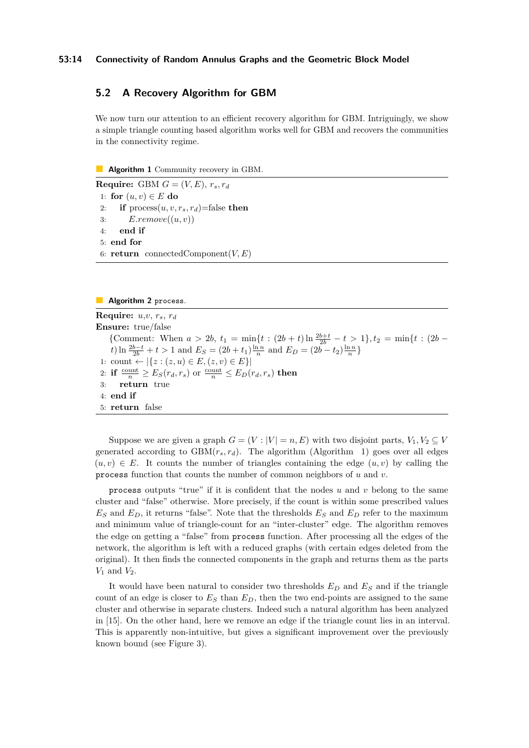## 5.2 A Recovery Algorithm for GBM

We now turn our attention to an efficient recovery algorithm for GBM. Intriguingly, we show a simple triangle counting based algorithm works well for GBM and recovers the communities in the connectivity regime.

**Algorithm 1** Community recovery in GBM.

**Require:** GBM $G = (V, E)$, $r_s, r_d$
1: **for** $(u, v) \in E$ **do**
2: &nbsp;&nbsp;&nbsp;**if** process$(u, v, r_s, r_d)$=false **then**
3: &nbsp;&nbsp;&nbsp;&nbsp;&nbsp;&nbsp;$E.remove((u, v))$
4: &nbsp;&nbsp;&nbsp;**end if**
5: **end for**
6: **return** connectedComponent$(V, E)$

**Algorithm 2** `process`.

**Require:** $u$,$v$, $r_s$, $r_d$
**Ensure:** true/false
{Comment: When $a > 2b$, $t_1 = \min\{t : (2b+t)\ln\frac{2b+t}{2b} - t > 1\}, t_2 = \min\{t : (2b - t)\ln\frac{2b-t}{2b} + t > 1$ and $E_S = (2b+t_1)\frac{\ln n}{n}$ and $E_D = (2b - t_2)\frac{\ln n}{n}\}$
1: count $\leftarrow |\{z : (z, u) \in E, (z, v) \in E\}|$
2: **if** $\frac{\text{count}}{n} \geq E_S(r_d, r_s)$ or $\frac{\text{count}}{n} \leq E_D(r_d, r_s)$ **then**
3: &nbsp;&nbsp;&nbsp;**return** true
4: **end if**
5: **return** false

Suppose we are given a graph $G = (V : |V| = n, E)$ with two disjoint parts, $V_1, V_2 \subseteq V$ generated according to GBM$(r_s, r_d)$. The algorithm (Algorithm 1) goes over all edges $(u, v) \in E$. It counts the number of triangles containing the edge $(u, v)$ by calling the `process` function that counts the number of common neighbors of $u$ and $v$.

`process` outputs "true" if it is confident that the nodes $u$ and $v$ belong to the same cluster and "false" otherwise. More precisely, if the count is within some prescribed values $E_S$ and $E_D$, it returns "false". Note that the thresholds $E_S$ and $E_D$ refer to the maximum and minimum value of triangle-count for an "inter-cluster" edge. The algorithm removes the edge on getting a "false" from `process` function. After processing all the edges of the network, the algorithm is left with a reduced graphs (with certain edges deleted from the original). It then finds the connected components in the graph and returns them as the parts $V_1$ and $V_2$.

It would have been natural to consider two thresholds $E_D$ and $E_S$ and if the triangle count of an edge is closer to $E_S$ than $E_D$, then the two end-points are assigned to the same cluster and otherwise in separate clusters. Indeed such a natural algorithm has been analyzed in [15]. On the other hand, here we remove an edge if the triangle count lies in an interval. This is apparently non-intuitive, but gives a significant improvement over the previously known bound (see Figure 3).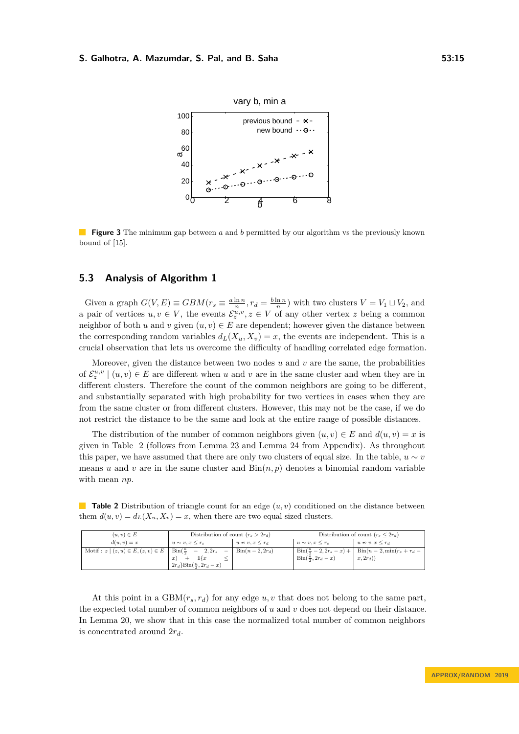Figure 3 The minimum gap between $a$ and $b$ permitted by our algorithm vs the previously known bound of [15].

## 5.3 Analysis of Algorithm 1

Given a graph $G(V,E) \equiv GBM(r_s \equiv \frac{a \ln n}{n}, r_d = \frac{b \ln n}{n})$ with two clusters $V = V_1 \sqcup V_2$, and a pair of vertices $u, v \in V$, the events $\mathcal{E}_z^{u,v}, z \in V$ of any other vertex $z$ being a common neighbor of both $u$ and $v$ given $(u,v) \in E$ are dependent; however given the distance between the corresponding random variables $d_L(X_u, X_v) = x$, the events are independent. This is a crucial observation that lets us overcome the difficulty of handling correlated edge formation.

Moreover, given the distance between two nodes $u$ and $v$ are the same, the probabilities of $\mathcal{E}_z^{u,v} \mid (u,v) \in E$ are different when $u$ and $v$ are in the same cluster and when they are in different clusters. Therefore the count of the common neighbors are going to be different, and substantially separated with high probability for two vertices in cases when they are from the same cluster or from different clusters. However, this may not be the case, if we do not restrict the distance to be the same and look at the entire range of possible distances.

The distribution of the number of common neighbors given $(u,v) \in E$ and $d(u,v) = x$ is given in Table 2 (follows from Lemma 23 and Lemma 24 from Appendix). As throughout this paper, we have assumed that there are only two clusters of equal size. In the table, $u \sim v$ means $u$ and $v$ are in the same cluster and $\text{Bin}(n,p)$ denotes a binomial random variable with mean $np$.

Table 2 Distribution of triangle count for an edge $(u,v)$ conditioned on the distance between them $d(u,v) = d_L(X_u, X_v) = x$, when there are two equal sized clusters.

| $(u,v) \in E$, $d(u,v) = x$ | Distribution of count ($r_s > 2r_d$): $u \sim v, x \le r_s$ | $u \nsim v, x \le r_d$ | Distribution of count ($r_s \le 2r_d$): $u \sim v, x \le r_s$ | $u \nsim v, x \le r_d$ |
|---|---|---|---|---|
| Motif : $z \mid (z,u) \in E, (z,v) \in E$ | $\text{Bin}(\frac{n}{2} - 2, 2r_s - x) + \mathbb{1}\{x \le 2r_d\}\text{Bin}(\frac{n}{2}, 2r_d - x)$ | $\text{Bin}(n-2, 2r_d)$ | $\text{Bin}(\frac{n}{2} - 2, 2r_s - x) + \text{Bin}(\frac{n}{2}, 2r_d - x)$ | $\text{Bin}(n-2, \min(r_s + r_d - x, 2r_d))$ |

At this point in a $\text{GBM}(r_s, r_d)$ for any edge $u, v$ that does not belong to the same part, the expected total number of common neighbors of $u$ and $v$ does not depend on their distance. In Lemma 20, we show that in this case the normalized total number of common neighbors is concentrated around $2r_d$.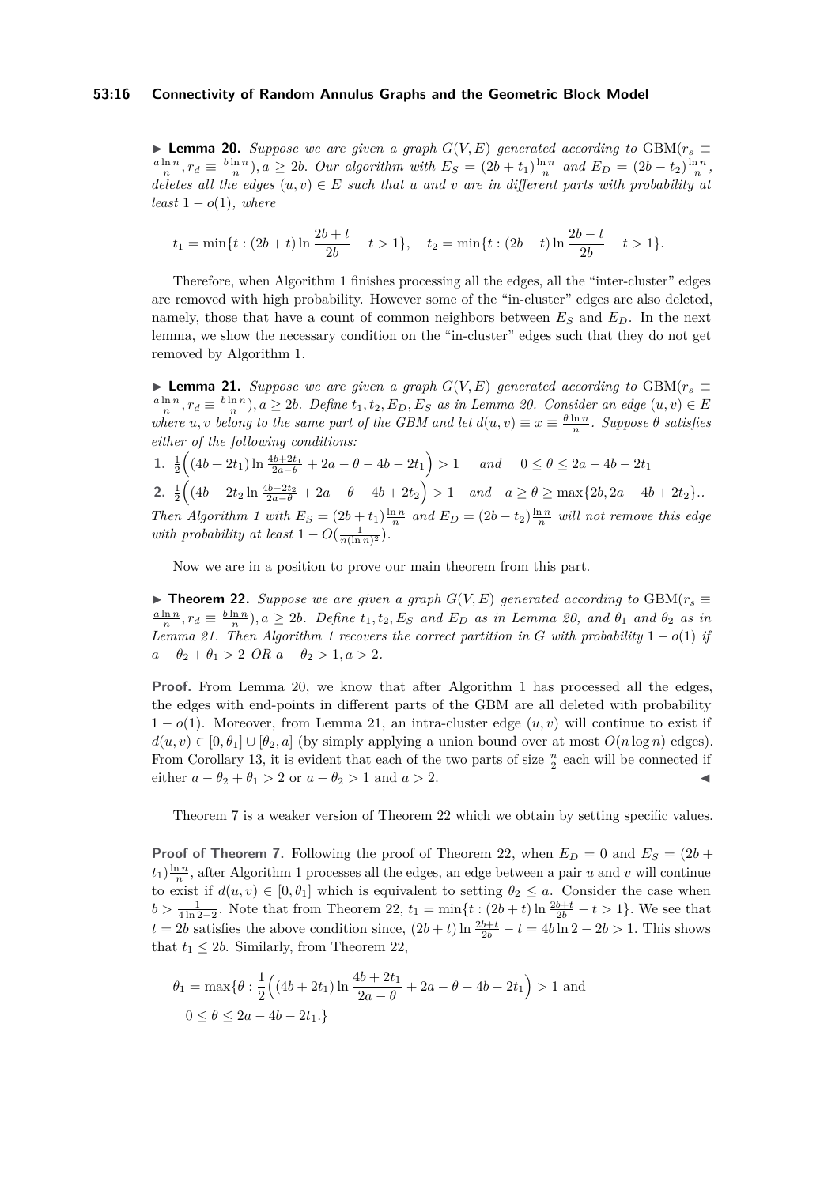▶ **Lemma 20.** *Suppose we are given a graph $G(V, E)$ generated according to* $\text{GBM}(r_s \equiv \frac{a \ln n}{n}, r_d \equiv \frac{b \ln n}{n}), a \geq 2b$*. Our algorithm with* $E_S = (2b + t_1)\frac{\ln n}{n}$ *and* $E_D = (2b - t_2)\frac{\ln n}{n}$*, deletes all the edges $(u, v) \in E$ such that $u$ and $v$ are in different parts with probability at least $1 - o(1)$, where*

$$t_1 = \min\{t : (2b + t) \ln \frac{2b + t}{2b} - t > 1\}, \quad t_2 = \min\{t : (2b - t) \ln \frac{2b - t}{2b} + t > 1\}.$$

Therefore, when Algorithm 1 finishes processing all the edges, all the "inter-cluster" edges are removed with high probability. However some of the "in-cluster" edges are also deleted, namely, those that have a count of common neighbors between $E_S$ and $E_D$. In the next lemma, we show the necessary condition on the "in-cluster" edges such that they do not get removed by Algorithm 1.

▶ **Lemma 21.** *Suppose we are given a graph $G(V, E)$ generated according to* $\text{GBM}(r_s \equiv \frac{a \ln n}{n}, r_d \equiv \frac{b \ln n}{n}), a \geq 2b$*. Define $t_1, t_2, E_D, E_S$ as in Lemma 20. Consider an edge $(u, v) \in E$ where $u, v$ belong to the same part of the GBM and let $d(u, v) \equiv x \equiv \frac{\theta \ln n}{n}$. Suppose $\theta$ satisfies either of the following conditions:*

1. $\frac{1}{2}\Big((4b + 2t_1) \ln \frac{4b+2t_1}{2a-\theta} + 2a - \theta - 4b - 2t_1\Big) > 1 \quad$ *and* $\quad 0 \leq \theta \leq 2a - 4b - 2t_1$
2. $\frac{1}{2}\Big((4b - 2t_2 \ln \frac{4b-2t_2}{2a-\theta} + 2a - \theta - 4b + 2t_2\Big) > 1 \quad$ *and* $\quad a \geq \theta \geq \max\{2b, 2a - 4b + 2t_2\}.$.

*Then Algorithm 1 with* $E_S = (2b + t_1)\frac{\ln n}{n}$ *and* $E_D = (2b - t_2)\frac{\ln n}{n}$ *will not remove this edge with probability at least* $1 - O(\frac{1}{n(\ln n)^2})$.

Now we are in a position to prove our main theorem from this part.

▶ **Theorem 22.** *Suppose we are given a graph $G(V, E)$ generated according to* $\text{GBM}(r_s \equiv \frac{a \ln n}{n}, r_d \equiv \frac{b \ln n}{n}), a \geq 2b$*. Define $t_1, t_2, E_S$ and $E_D$ as in Lemma 20, and $\theta_1$ and $\theta_2$ as in Lemma 21. Then Algorithm 1 recovers the correct partition in $G$ with probability $1 - o(1)$ if $a - \theta_2 + \theta_1 > 2$ OR $a - \theta_2 > 1, a > 2$.*

**Proof.** From Lemma 20, we know that after Algorithm 1 has processed all the edges, the edges with end-points in different parts of the GBM are all deleted with probability $1 - o(1)$. Moreover, from Lemma 21, an intra-cluster edge $(u, v)$ will continue to exist if $d(u, v) \in [0, \theta_1] \cup [\theta_2, a]$ (by simply applying a union bound over at most $O(n \log n)$ edges). From Corollary 13, it is evident that each of the two parts of size $\frac{n}{2}$ each will be connected if either $a - \theta_2 + \theta_1 > 2$ or $a - \theta_2 > 1$ and $a > 2$. ◀

Theorem 7 is a weaker version of Theorem 22 which we obtain by setting specific values.

**Proof of Theorem 7.** Following the proof of Theorem 22, when $E_D = 0$ and $E_S = (2b + t_1)\frac{\ln n}{n}$, after Algorithm 1 processes all the edges, an edge between a pair $u$ and $v$ will continue to exist if $d(u, v) \in [0, \theta_1]$ which is equivalent to setting $\theta_2 \leq a$. Consider the case when $b > \frac{1}{4 \ln 2 - 2}$. Note that from Theorem 22, $t_1 = \min\{t : (2b + t) \ln \frac{2b+t}{2b} - t > 1\}$. We see that $t = 2b$ satisfies the above condition since, $(2b + t) \ln \frac{2b+t}{2b} - t = 4b \ln 2 - 2b > 1$. This shows that $t_1 \leq 2b$. Similarly, from Theorem 22,

$$\theta_1 = \max\{\theta : \frac{1}{2}\Big((4b + 2t_1) \ln \frac{4b + 2t_1}{2a - \theta} + 2a - \theta - 4b - 2t_1\Big) > 1 \text{ and}$$
$$0 \leq \theta \leq 2a - 4b - 2t_1.\}$$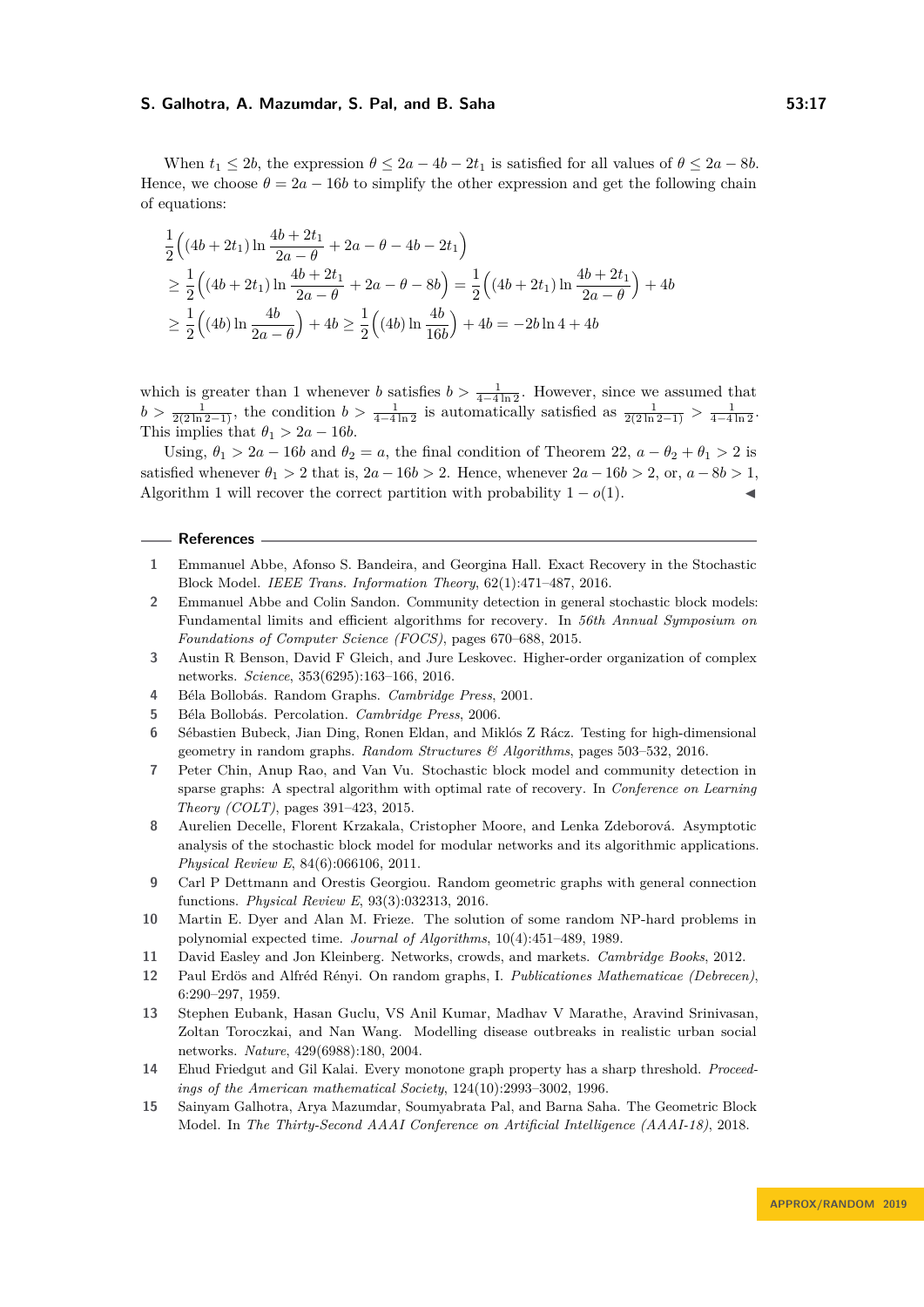When $t_1 \le 2b$, the expression $\theta \le 2a - 4b - 2t_1$ is satisfied for all values of $\theta \le 2a - 8b$. Hence, we choose $\theta = 2a - 16b$ to simplify the other expression and get the following chain of equations:

$$
\begin{aligned}
&\frac{1}{2}\Big((4b + 2t_1)\ln\frac{4b + 2t_1}{2a - \theta} + 2a - \theta - 4b - 2t_1\Big) \\
&\ge \frac{1}{2}\Big((4b + 2t_1)\ln\frac{4b + 2t_1}{2a - \theta} + 2a - \theta - 8b\Big) = \frac{1}{2}\Big((4b + 2t_1)\ln\frac{4b + 2t_1}{2a - \theta}\Big) + 4b \\
&\ge \frac{1}{2}\Big((4b)\ln\frac{4b}{2a - \theta}\Big) + 4b \ge \frac{1}{2}\Big((4b)\ln\frac{4b}{16b}\Big) + 4b = -2b\ln 4 + 4b
\end{aligned}
$$

which is greater than 1 whenever $b$ satisfies $b > \frac{1}{4 - 4\ln 2}$. However, since we assumed that $b > \frac{1}{2(2\ln 2 - 1)}$, the condition $b > \frac{1}{4 - 4\ln 2}$ is automatically satisfied as $\frac{1}{2(2\ln 2 - 1)} > \frac{1}{4 - 4\ln 2}$. This implies that $\theta_1 > 2a - 16b$.

Using, $\theta_1 > 2a - 16b$ and $\theta_2 = a$, the final condition of Theorem 22, $a - \theta_2 + \theta_1 > 2$ is satisfied whenever $\theta_1 > 2$ that is, $2a - 16b > 2$. Hence, whenever $2a - 16b > 2$, or, $a - 8b > 1$, Algorithm 1 will recover the correct partition with probability $1 - o(1)$. ◀

## References

1. Emmanuel Abbe, Afonso S. Bandeira, and Georgina Hall. Exact Recovery in the Stochastic Block Model. *IEEE Trans. Information Theory*, 62(1):471–487, 2016.
2. Emmanuel Abbe and Colin Sandon. Community detection in general stochastic block models: Fundamental limits and efficient algorithms for recovery. In *56th Annual Symposium on Foundations of Computer Science (FOCS)*, pages 670–688, 2015.
3. Austin R Benson, David F Gleich, and Jure Leskovec. Higher-order organization of complex networks. *Science*, 353(6295):163–166, 2016.
4. Béla Bollobás. Random Graphs. *Cambridge Press*, 2001.
5. Béla Bollobás. Percolation. *Cambridge Press*, 2006.
6. Sébastien Bubeck, Jian Ding, Ronen Eldan, and Miklós Z Rácz. Testing for high-dimensional geometry in random graphs. *Random Structures & Algorithms*, pages 503–532, 2016.
7. Peter Chin, Anup Rao, and Van Vu. Stochastic block model and community detection in sparse graphs: A spectral algorithm with optimal rate of recovery. In *Conference on Learning Theory (COLT)*, pages 391–423, 2015.
8. Aurelien Decelle, Florent Krzakala, Cristopher Moore, and Lenka Zdeborová. Asymptotic analysis of the stochastic block model for modular networks and its algorithmic applications. *Physical Review E*, 84(6):066106, 2011.
9. Carl P Dettmann and Orestis Georgiou. Random geometric graphs with general connection functions. *Physical Review E*, 93(3):032313, 2016.
10. Martin E. Dyer and Alan M. Frieze. The solution of some random NP-hard problems in polynomial expected time. *Journal of Algorithms*, 10(4):451–489, 1989.
11. David Easley and Jon Kleinberg. Networks, crowds, and markets. *Cambridge Books*, 2012.
12. Paul Erdös and Alfréd Rényi. On random graphs, I. *Publicationes Mathematicae (Debrecen)*, 6:290–297, 1959.
13. Stephen Eubank, Hasan Guclu, VS Anil Kumar, Madhav V Marathe, Aravind Srinivasan, Zoltan Toroczkai, and Nan Wang. Modelling disease outbreaks in realistic urban social networks. *Nature*, 429(6988):180, 2004.
14. Ehud Friedgut and Gil Kalai. Every monotone graph property has a sharp threshold. *Proceedings of the American mathematical Society*, 124(10):2993–3002, 1996.
15. Sainyam Galhotra, Arya Mazumdar, Soumyabrata Pal, and Barna Saha. The Geometric Block Model. In *The Thirty-Second AAAI Conference on Artificial Intelligence (AAAI-18)*, 2018.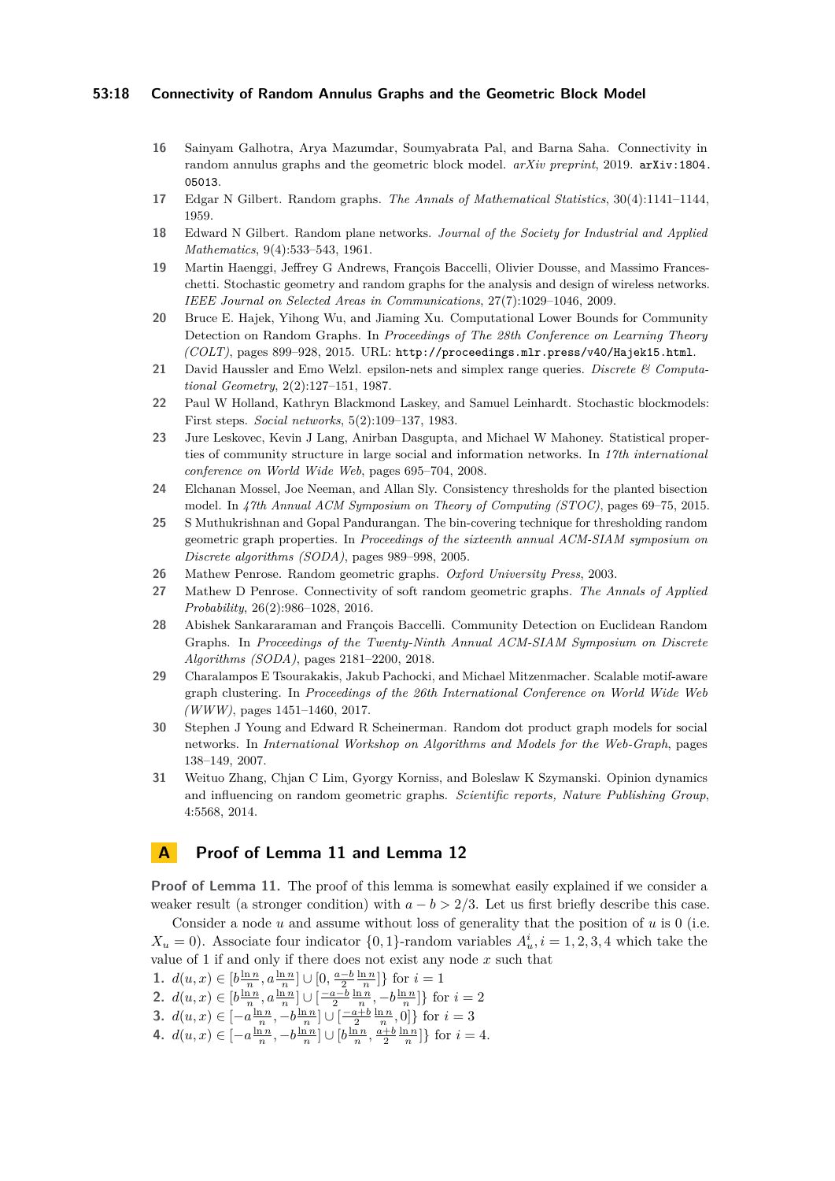16 Sainyam Galhotra, Arya Mazumdar, Soumyabrata Pal, and Barna Saha. Connectivity in random annulus graphs and the geometric block model. *arXiv preprint*, 2019. arXiv:1804.05013.

17 Edgar N Gilbert. Random graphs. *The Annals of Mathematical Statistics*, 30(4):1141–1144, 1959.

18 Edward N Gilbert. Random plane networks. *Journal of the Society for Industrial and Applied Mathematics*, 9(4):533–543, 1961.

19 Martin Haenggi, Jeffrey G Andrews, François Baccelli, Olivier Dousse, and Massimo Franceschetti. Stochastic geometry and random graphs for the analysis and design of wireless networks. *IEEE Journal on Selected Areas in Communications*, 27(7):1029–1046, 2009.

20 Bruce E. Hajek, Yihong Wu, and Jiaming Xu. Computational Lower Bounds for Community Detection on Random Graphs. In *Proceedings of The 28th Conference on Learning Theory (COLT)*, pages 899–928, 2015. URL: http://proceedings.mlr.press/v40/Hajek15.html.

21 David Haussler and Emo Welzl. epsilon-nets and simplex range queries. *Discrete & Computational Geometry*, 2(2):127–151, 1987.

22 Paul W Holland, Kathryn Blackmond Laskey, and Samuel Leinhardt. Stochastic blockmodels: First steps. *Social networks*, 5(2):109–137, 1983.

23 Jure Leskovec, Kevin J Lang, Anirban Dasgupta, and Michael W Mahoney. Statistical properties of community structure in large social and information networks. In *17th international conference on World Wide Web*, pages 695–704, 2008.

24 Elchanan Mossel, Joe Neeman, and Allan Sly. Consistency thresholds for the planted bisection model. In *47th Annual ACM Symposium on Theory of Computing (STOC)*, pages 69–75, 2015.

25 S Muthukrishnan and Gopal Pandurangan. The bin-covering technique for thresholding random geometric graph properties. In *Proceedings of the sixteenth annual ACM-SIAM symposium on Discrete algorithms (SODA)*, pages 989–998, 2005.

26 Mathew Penrose. Random geometric graphs. *Oxford University Press*, 2003.

27 Mathew D Penrose. Connectivity of soft random geometric graphs. *The Annals of Applied Probability*, 26(2):986–1028, 2016.

28 Abishek Sankararaman and François Baccelli. Community Detection on Euclidean Random Graphs. In *Proceedings of the Twenty-Ninth Annual ACM-SIAM Symposium on Discrete Algorithms (SODA)*, pages 2181–2200, 2018.

29 Charalampos E Tsourakakis, Jakub Pachocki, and Michael Mitzenmacher. Scalable motif-aware graph clustering. In *Proceedings of the 26th International Conference on World Wide Web (WWW)*, pages 1451–1460, 2017.

30 Stephen J Young and Edward R Scheinerman. Random dot product graph models for social networks. In *International Workshop on Algorithms and Models for the Web-Graph*, pages 138–149, 2007.

31 Weituo Zhang, Chjan C Lim, Gyorgy Korniss, and Boleslaw K Szymanski. Opinion dynamics and influencing on random geometric graphs. *Scientific reports, Nature Publishing Group*, 4:5568, 2014.

# A Proof of Lemma 11 and Lemma 12

**Proof of Lemma 11.** The proof of this lemma is somewhat easily explained if we consider a weaker result (a stronger condition) with $a - b > 2/3$. Let us first briefly describe this case.

Consider a node $u$ and assume without loss of generality that the position of $u$ is 0 (i.e. $X_u = 0$). Associate four indicator $\{0,1\}$-random variables $A_u^i, i = 1,2,3,4$ which take the value of 1 if and only if there does not exist any node $x$ such that

1. $d(u,x) \in [b\frac{\ln n}{n}, a\frac{\ln n}{n}] \cup [0, \frac{a-b}{2}\frac{\ln n}{n}]\}$ for $i = 1$
2. $d(u,x) \in [b\frac{\ln n}{n}, a\frac{\ln n}{n}] \cup [\frac{-a-b}{2}\frac{\ln n}{n}, -b\frac{\ln n}{n}]\}$ for $i = 2$
3. $d(u,x) \in [-a\frac{\ln n}{n}, -b\frac{\ln n}{n}] \cup [\frac{-a+b}{2}\frac{\ln n}{n}, 0]\}$ for $i = 3$
4. $d(u,x) \in [-a\frac{\ln n}{n}, -b\frac{\ln n}{n}] \cup [b\frac{\ln n}{n}, \frac{a+b}{2}\frac{\ln n}{n}]\}$ for $i = 4$.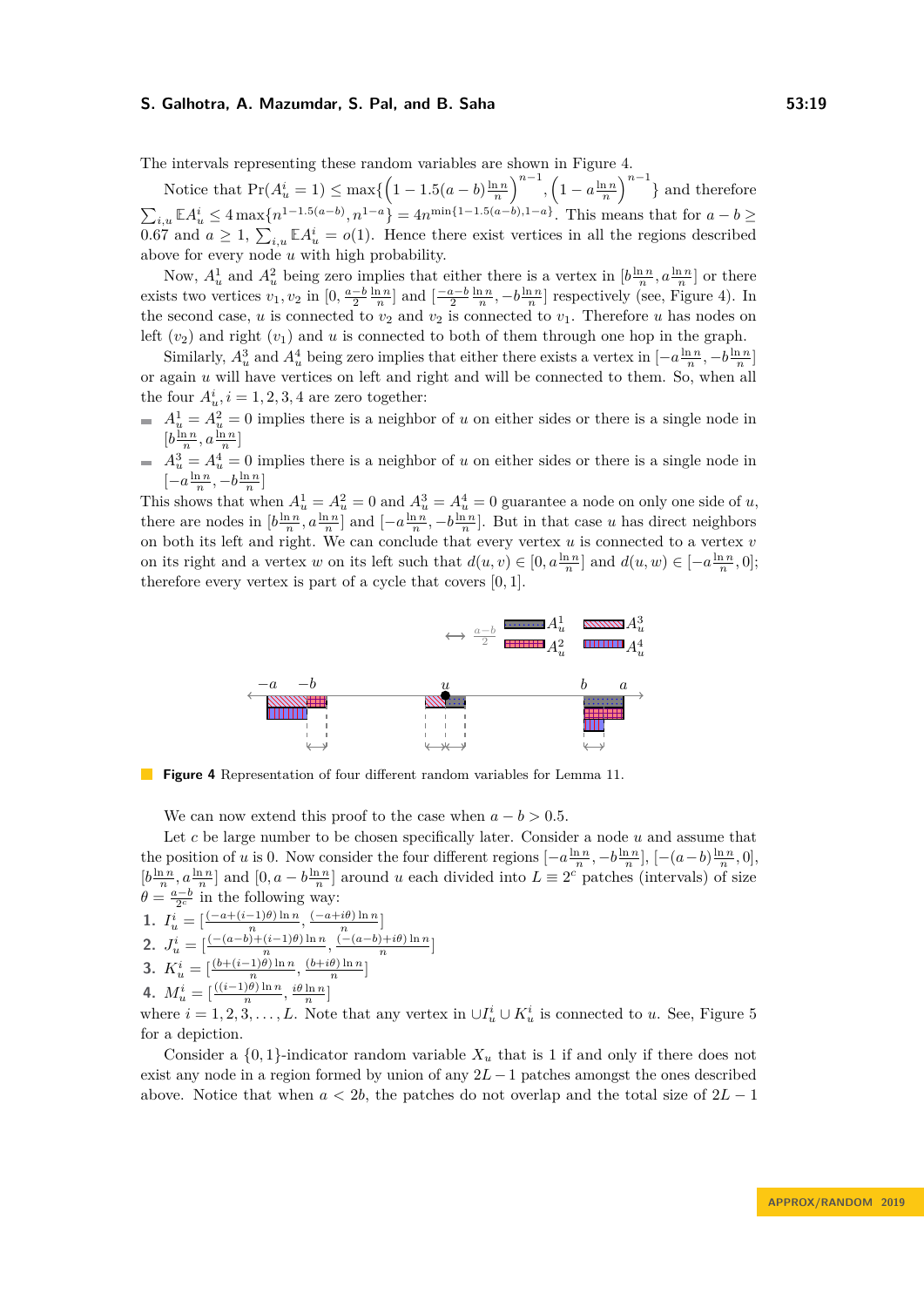The intervals representing these random variables are shown in Figure 4.

Notice that $\Pr(A_u^i = 1) \leq \max\{\left(1 - 1.5(a-b)\frac{\ln n}{n}\right)^{n-1}, \left(1 - a\frac{\ln n}{n}\right)^{n-1}\}$ and therefore $\sum_{i,u} \mathbb{E}A_u^i \leq 4\max\{n^{1-1.5(a-b)}, n^{1-a}\} = 4n^{\min\{1-1.5(a-b),1-a\}}$. This means that for $a - b \geq 0.67$ and $a \geq 1$, $\sum_{i,u} \mathbb{E}A_u^i = o(1)$. Hence there exist vertices in all the regions described above for every node $u$ with high probability.

Now, $A_u^1$ and $A_u^2$ being zero implies that either there is a vertex in $[b\frac{\ln n}{n}, a\frac{\ln n}{n}]$ or there exists two vertices $v_1, v_2$ in $[0, \frac{a-b}{2}\frac{\ln n}{n}]$ and $[\frac{-a-b}{2}\frac{\ln n}{n}, -b\frac{\ln n}{n}]$ respectively (see, Figure 4). In the second case, $u$ is connected to $v_2$ and $v_2$ is connected to $v_1$. Therefore $u$ has nodes on left ($v_2$) and right ($v_1$) and $u$ is connected to both of them through one hop in the graph.

Similarly, $A_u^3$ and $A_u^4$ being zero implies that either there exists a vertex in $[-a\frac{\ln n}{n}, -b\frac{\ln n}{n}]$ or again $u$ will have vertices on left and right and will be connected to them. So, when all the four $A_u^i, i = 1, 2, 3, 4$ are zero together:

- $A_u^1 = A_u^2 = 0$ implies there is a neighbor of $u$ on either sides or there is a single node in $[b\frac{\ln n}{n}, a\frac{\ln n}{n}]$
- $A_u^3 = A_u^4 = 0$ implies there is a neighbor of $u$ on either sides or there is a single node in $[-a\frac{\ln n}{n}, -b\frac{\ln n}{n}]$

This shows that when $A_u^1 = A_u^2 = 0$ and $A_u^3 = A_u^4 = 0$ guarantee a node on only one side of $u$, there are nodes in $[b\frac{\ln n}{n}, a\frac{\ln n}{n}]$ and $[-a\frac{\ln n}{n}, -b\frac{\ln n}{n}]$. But in that case $u$ has direct neighbors on both its left and right. We can conclude that every vertex $u$ is connected to a vertex $v$ on its right and a vertex $w$ on its left such that $d(u, v) \in [0, a\frac{\ln n}{n}]$ and $d(u, w) \in [-a\frac{\ln n}{n}, 0]$; therefore every vertex is part of a cycle that covers $[0, 1]$.

**Figure 4** Representation of four different random variables for Lemma 11.

We can now extend this proof to the case when $a - b > 0.5$.

Let $c$ be large number to be chosen specifically later. Consider a node $u$ and assume that the position of $u$ is 0. Now consider the four different regions $[-a\frac{\ln n}{n}, -b\frac{\ln n}{n}]$, $[-(a-b)\frac{\ln n}{n}, 0]$, $[b\frac{\ln n}{n}, a\frac{\ln n}{n}]$ and $[0, a - b\frac{\ln n}{n}]$ around $u$ each divided into $L \equiv 2^c$ patches (intervals) of size $\theta = \frac{a-b}{2^c}$ in the following way:

1. $I_u^i = [\frac{(-a+(i-1)\theta)\ln n}{n}, \frac{(-a+i\theta)\ln n}{n}]$
2. $J_u^i = [\frac{(-(a-b)+(i-1)\theta)\ln n}{n}, \frac{(-(a-b)+i\theta)\ln n}{n}]$
3. $K_u^i = [\frac{(b+(i-1)\theta)\ln n}{n}, \frac{(b+i\theta)\ln n}{n}]$
4. $M_u^i = [\frac{((i-1)\theta)\ln n}{n}, \frac{i\theta\ln n}{n}]$

where $i = 1, 2, 3, \ldots, L$. Note that any vertex in $\cup I_u^i \cup K_u^i$ is connected to $u$. See, Figure 5 for a depiction.

Consider a $\{0, 1\}$-indicator random variable $X_u$ that is 1 if and only if there does not exist any node in a region formed by union of any $2L - 1$ patches amongst the ones described above. Notice that when $a < 2b$, the patches do not overlap and the total size of $2L - 1$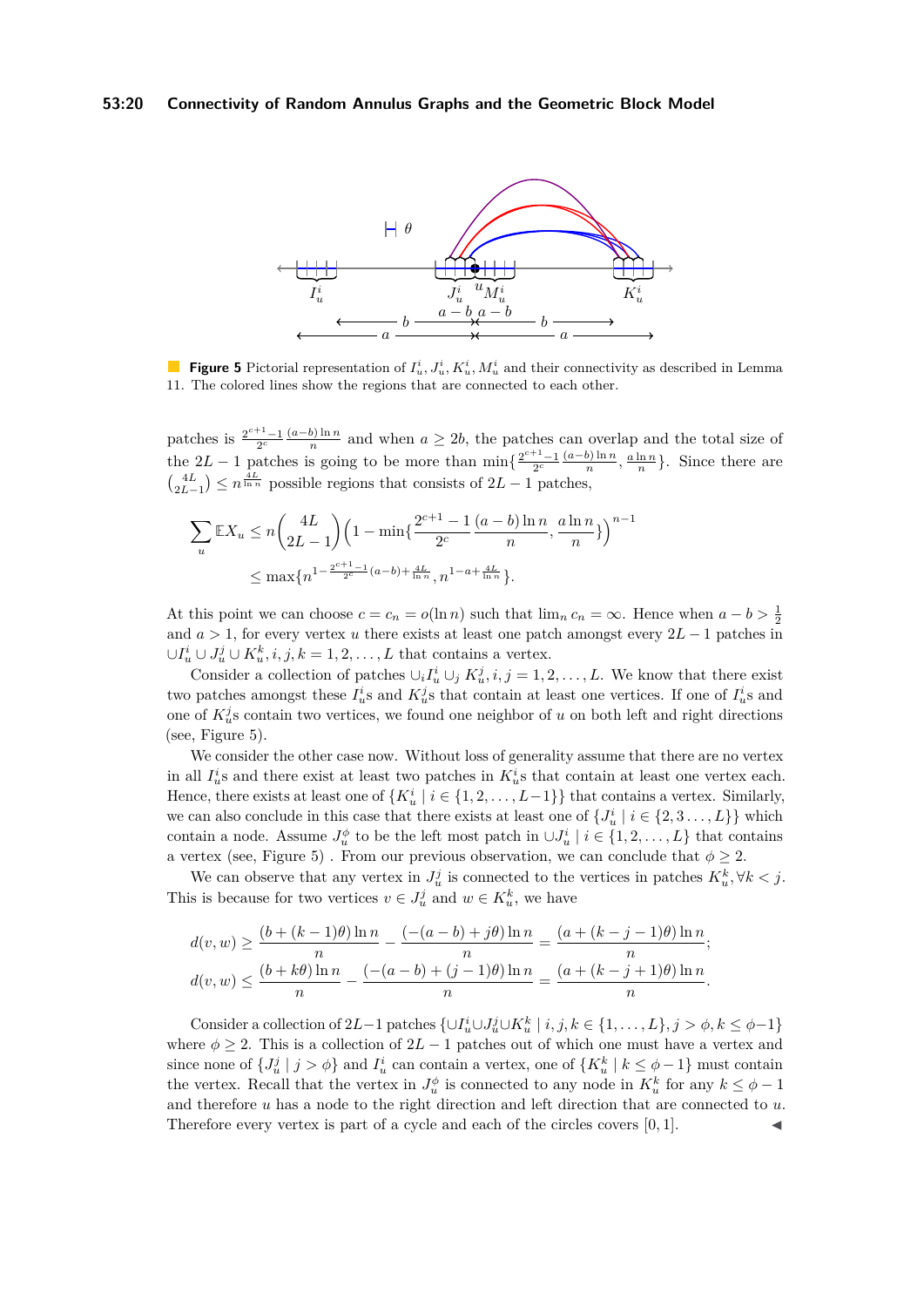**Figure 5** Pictorial representation of $I_u^i, J_u^i, K_u^i, M_u^i$ and their connectivity as described in Lemma 11. The colored lines show the regions that are connected to each other.

patches is $\frac{2^{c+1}-1}{2^c}\frac{(a-b)\ln n}{n}$ and when $a \geq 2b$, the patches can overlap and the total size of the $2L-1$ patches is going to be more than $\min\{\frac{2^{c+1}-1}{2^c}\frac{(a-b)\ln n}{n}, \frac{a \ln n}{n}\}$. Since there are $\binom{4L}{2L-1} \leq n^{\frac{4L}{\ln n}}$ possible regions that consists of $2L-1$ patches,

$$
\begin{aligned}
\sum_u \mathbb{E}X_u &\leq n\binom{4L}{2L-1}\Big(1-\min\{\frac{2^{c+1}-1}{2^c}\frac{(a-b)\ln n}{n}, \frac{a\ln n}{n}\}\Big)^{n-1} \\
&\leq \max\{n^{1-\frac{2^{c+1}-1}{2^c}(a-b)+\frac{4L}{\ln n}}, n^{1-a+\frac{4L}{\ln n}}\}.
\end{aligned}
$$

At this point we can choose $c = c_n = o(\ln n)$ such that $\lim_n c_n = \infty$. Hence when $a - b > \frac{1}{2}$ and $a > 1$, for every vertex $u$ there exists at least one patch amongst every $2L-1$ patches in $\cup I_u^i \cup J_u^j \cup K_u^k, i, j, k = 1, 2, \ldots, L$ that contains a vertex.

Consider a collection of patches $\cup_i I_u^i \cup_j K_u^j, i, j = 1, 2, \ldots, L$. We know that there exist two patches amongst these $I_u^i$s and $K_u^j$s that contain at least one vertices. If one of $I_u^i$s and one of $K_u^j$s contain two vertices, we found one neighbor of $u$ on both left and right directions (see, Figure 5).

We consider the other case now. Without loss of generality assume that there are no vertex in all $I_u^i$s and there exist at least two patches in $K_u^i$s that contain at least one vertex each. Hence, there exists at least one of $\{K_u^i \mid i \in \{1, 2, \ldots, L-1\}\}$ that contains a vertex. Similarly, we can also conclude in this case that there exists at least one of $\{J_u^i \mid i \in \{2, 3 \ldots, L\}\}$ which contain a node. Assume $J_u^\phi$ to be the left most patch in $\cup J_u^i \mid i \in \{1, 2, \ldots, L\}$ that contains a vertex (see, Figure 5) . From our previous observation, we can conclude that $\phi \geq 2$.

We can observe that any vertex in $J_u^j$ is connected to the vertices in patches $K_u^k, \forall k < j$. This is because for two vertices $v \in J_u^j$ and $w \in K_u^k$, we have

$$
\begin{aligned}
d(v,w) &\geq \frac{(b+(k-1)\theta)\ln n}{n} - \frac{(-(a-b)+j\theta)\ln n}{n} = \frac{(a+(k-j-1)\theta)\ln n}{n}; \\
d(v,w) &\leq \frac{(b+k\theta)\ln n}{n} - \frac{(-(a-b)+(j-1)\theta)\ln n}{n} = \frac{(a+(k-j+1)\theta)\ln n}{n}.
\end{aligned}
$$

Consider a collection of $2L-1$ patches $\{\cup I_u^i \cup J_u^j \cup K_u^k \mid i, j, k \in \{1, \ldots, L\}, j > \phi, k \leq \phi - 1\}$ where $\phi \geq 2$. This is a collection of $2L-1$ patches out of which one must have a vertex and since none of $\{J_u^j \mid j > \phi\}$ and $I_u^i$ can contain a vertex, one of $\{K_u^k \mid k \leq \phi - 1\}$ must contain the vertex. Recall that the vertex in $J_u^\phi$ is connected to any node in $K_u^k$ for any $k \leq \phi - 1$ and therefore $u$ has a node to the right direction and left direction that are connected to $u$. Therefore every vertex is part of a cycle and each of the circles covers $[0, 1]$. ◀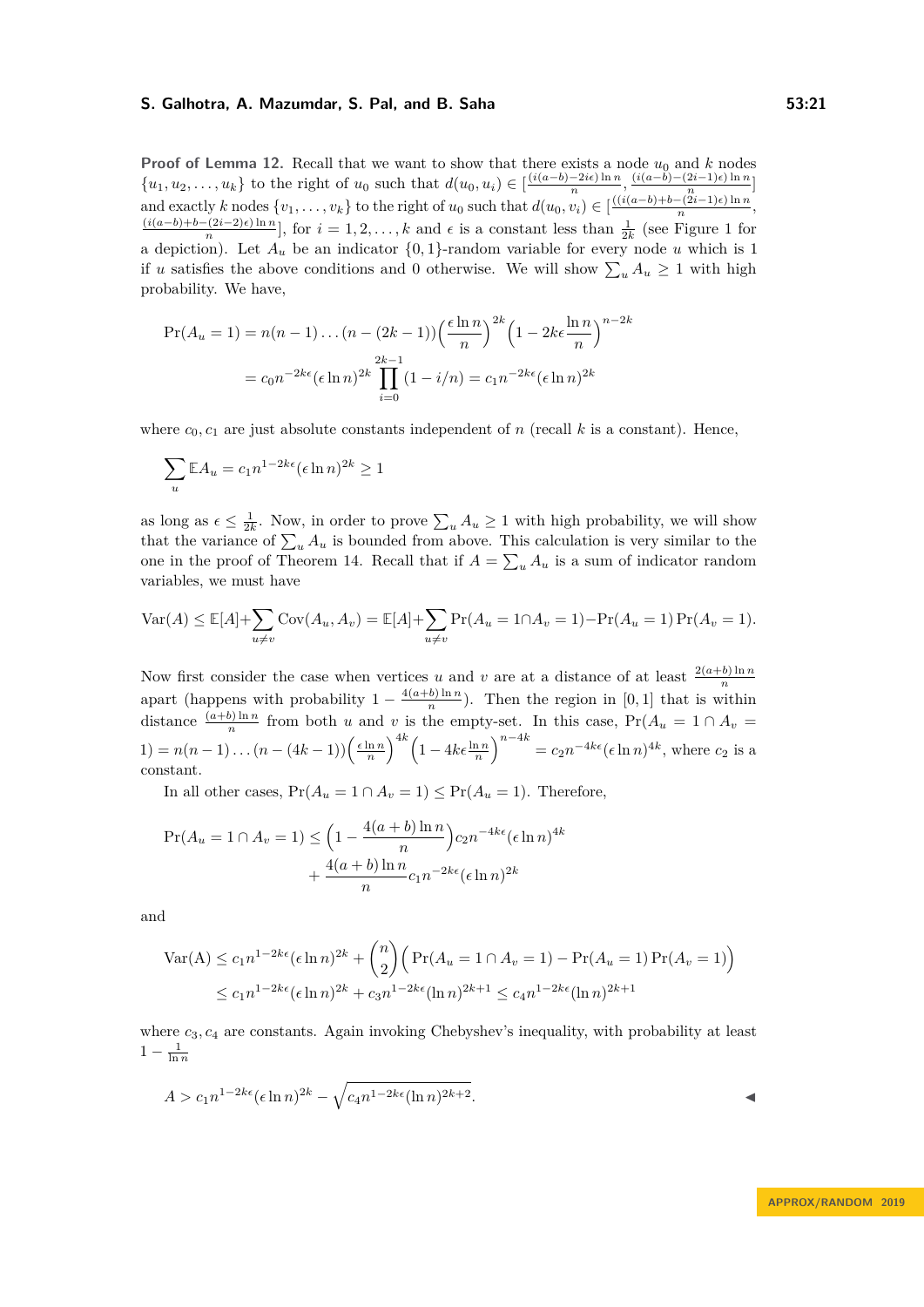**Proof of Lemma 12.** Recall that we want to show that there exists a node $u_0$ and $k$ nodes $\{u_1, u_2, \ldots, u_k\}$ to the right of $u_0$ such that $d(u_0, u_i) \in [\frac{(i(a-b)-2i\epsilon)\ln n}{n}, \frac{(i(a-b)-(2i-1)\epsilon)\ln n}{n}]$ and exactly $k$ nodes $\{v_1, \ldots, v_k\}$ to the right of $u_0$ such that $d(u_0, v_i) \in [\frac{((i(a-b)+b-(2i-1)\epsilon)\ln n}{n}, \frac{(i(a-b)+b-(2i-2)\epsilon)\ln n}{n}]$, for $i = 1, 2, \ldots, k$ and $\epsilon$ is a constant less than $\frac{1}{2k}$ (see Figure 1 for a depiction). Let $A_u$ be an indicator $\{0,1\}$-random variable for every node $u$ which is 1 if $u$ satisfies the above conditions and 0 otherwise. We will show $\sum_u A_u \geq 1$ with high probability. We have,

$$\Pr(A_u = 1) = n(n-1)\ldots(n-(2k-1))\Big(\frac{\epsilon \ln n}{n}\Big)^{2k}\Big(1 - 2k\epsilon\frac{\ln n}{n}\Big)^{n-2k}$$
$$= c_0 n^{-2k\epsilon}(\epsilon \ln n)^{2k}\prod_{i=0}^{2k-1}(1 - i/n) = c_1 n^{-2k\epsilon}(\epsilon \ln n)^{2k}$$

where $c_0, c_1$ are just absolute constants independent of $n$ (recall $k$ is a constant). Hence,

$$\sum_u \mathbb{E}A_u = c_1 n^{1-2k\epsilon}(\epsilon \ln n)^{2k} \geq 1$$

as long as $\epsilon \leq \frac{1}{2k}$. Now, in order to prove $\sum_u A_u \geq 1$ with high probability, we will show that the variance of $\sum_u A_u$ is bounded from above. This calculation is very similar to the one in the proof of Theorem 14. Recall that if $A = \sum_u A_u$ is a sum of indicator random variables, we must have

$$\text{Var}(A) \leq \mathbb{E}[A] + \sum_{u \neq v}\text{Cov}(A_u, A_v) = \mathbb{E}[A] + \sum_{u \neq v}\Pr(A_u = 1 \cap A_v = 1) - \Pr(A_u = 1)\Pr(A_v = 1).$$

Now first consider the case when vertices $u$ and $v$ are at a distance of at least $\frac{2(a+b)\ln n}{n}$ apart (happens with probability $1 - \frac{4(a+b)\ln n}{n}$). Then the region in $[0,1]$ that is within distance $\frac{(a+b)\ln n}{n}$ from both $u$ and $v$ is the empty-set. In this case, $\Pr(A_u = 1 \cap A_v = 1) = n(n-1)\ldots(n-(4k-1))\Big(\frac{\epsilon \ln n}{n}\Big)^{4k}\Big(1 - 4k\epsilon\frac{\ln n}{n}\Big)^{n-4k} = c_2 n^{-4k\epsilon}(\epsilon \ln n)^{4k}$, where $c_2$ is a constant.

In all other cases, $\Pr(A_u = 1 \cap A_v = 1) \leq \Pr(A_u = 1)$. Therefore,

$$\Pr(A_u = 1 \cap A_v = 1) \leq \Big(1 - \frac{4(a+b)\ln n}{n}\Big)c_2 n^{-4k\epsilon}(\epsilon \ln n)^{4k} + \frac{4(a+b)\ln n}{n}c_1 n^{-2k\epsilon}(\epsilon \ln n)^{2k}$$

and

$$\text{Var(A)} \leq c_1 n^{1-2k\epsilon}(\epsilon \ln n)^{2k} + \binom{n}{2}\Big(\Pr(A_u = 1 \cap A_v = 1) - \Pr(A_u = 1)\Pr(A_v = 1)\Big)$$
$$\leq c_1 n^{1-2k\epsilon}(\epsilon \ln n)^{2k} + c_3 n^{1-2k\epsilon}(\ln n)^{2k+1} \leq c_4 n^{1-2k\epsilon}(\ln n)^{2k+1}$$

where $c_3, c_4$ are constants. Again invoking Chebyshev's inequality, with probability at least $1 - \frac{1}{\ln n}$

$$A > c_1 n^{1-2k\epsilon}(\epsilon \ln n)^{2k} - \sqrt{c_4 n^{1-2k\epsilon}(\ln n)^{2k+2}}.$$

◀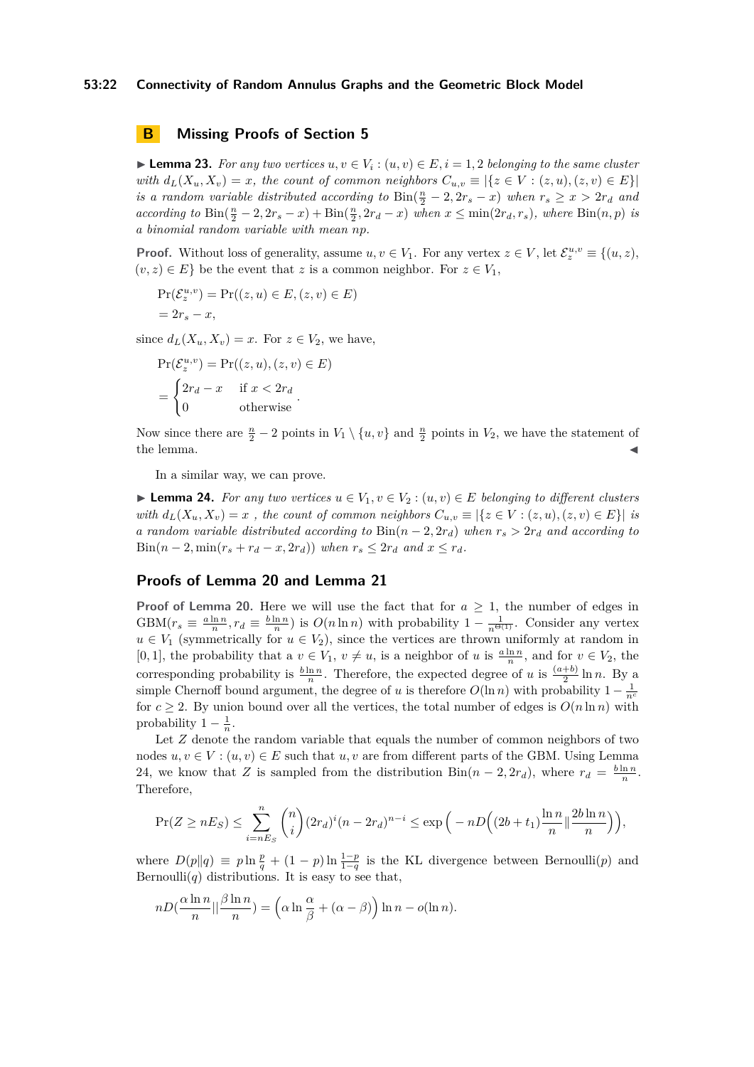## B Missing Proofs of Section 5

▶ **Lemma 23.** *For any two vertices $u, v \in V_i : (u, v) \in E, i = 1, 2$ belonging to the same cluster with $d_L(X_u, X_v) = x$, the count of common neighbors $C_{u,v} \equiv |\{z \in V : (z, u), (z, v) \in E\}|$ is a random variable distributed according to $\text{Bin}(\frac{n}{2} - 2, 2r_s - x)$ when $r_s \geq x > 2r_d$ and according to $\text{Bin}(\frac{n}{2} - 2, 2r_s - x) + \text{Bin}(\frac{n}{2}, 2r_d - x)$ when $x \leq \min(2r_d, r_s)$, where $\text{Bin}(n, p)$ is a binomial random variable with mean $np$.*

**Proof.** Without loss of generality, assume $u, v \in V_1$. For any vertex $z \in V$, let $\mathcal{E}_z^{u,v} \equiv \{(u, z), (v, z) \in E\}$ be the event that $z$ is a common neighbor. For $z \in V_1$,

$$\Pr(\mathcal{E}_z^{u,v}) = \Pr((z, u) \in E, (z, v) \in E)$$
$$= 2r_s - x,$$

since $d_L(X_u, X_v) = x$. For $z \in V_2$, we have,

$$\Pr(\mathcal{E}_z^{u,v}) = \Pr((z, u), (z, v) \in E)$$
$$= \begin{cases} 2r_d - x & \text{if } x < 2r_d \\ 0 & \text{otherwise} \end{cases}.$$

Now since there are $\frac{n}{2} - 2$ points in $V_1 \setminus \{u, v\}$ and $\frac{n}{2}$ points in $V_2$, we have the statement of the lemma. ◀

In a similar way, we can prove.

▶ **Lemma 24.** *For any two vertices $u \in V_1, v \in V_2 : (u, v) \in E$ belonging to different clusters with $d_L(X_u, X_v) = x$, the count of common neighbors $C_{u,v} \equiv |\{z \in V : (z, u), (z, v) \in E\}|$ is a random variable distributed according to $\text{Bin}(n - 2, 2r_d)$ when $r_s > 2r_d$ and according to $\text{Bin}(n - 2, \min(r_s + r_d - x, 2r_d))$ when $r_s \leq 2r_d$ and $x \leq r_d$.*

## Proofs of Lemma 20 and Lemma 21

**Proof of Lemma 20.** Here we will use the fact that for $a \geq 1$, the number of edges in $\text{GBM}(r_s \equiv \frac{a \ln n}{n}, r_d \equiv \frac{b \ln n}{n})$ is $O(n \ln n)$ with probability $1 - \frac{1}{n^{\Theta(1)}}$. Consider any vertex $u \in V_1$ (symmetrically for $u \in V_2$), since the vertices are thrown uniformly at random in $[0, 1]$, the probability that a $v \in V_1$, $v \neq u$, is a neighbor of $u$ is $\frac{a \ln n}{n}$, and for $v \in V_2$, the corresponding probability is $\frac{b \ln n}{n}$. Therefore, the expected degree of $u$ is $\frac{(a+b)}{2} \ln n$. By a simple Chernoff bound argument, the degree of $u$ is therefore $O(\ln n)$ with probability $1 - \frac{1}{n^c}$ for $c \geq 2$. By union bound over all the vertices, the total number of edges is $O(n \ln n)$ with probability $1 - \frac{1}{n}$.

Let $Z$ denote the random variable that equals the number of common neighbors of two nodes $u, v \in V : (u, v) \in E$ such that $u, v$ are from different parts of the GBM. Using Lemma 24, we know that $Z$ is sampled from the distribution $\text{Bin}(n - 2, 2r_d)$, where $r_d = \frac{b \ln n}{n}$. Therefore,

$$\Pr(Z \geq nE_S) \leq \sum_{i=nE_S}^{n} \binom{n}{i} (2r_d)^i (n - 2r_d)^{n-i} \leq \exp\Big(-nD\Big((2b + t_1)\frac{\ln n}{n} \| \frac{2b \ln n}{n}\Big)\Big),$$

where $D(p\|q) \equiv p \ln \frac{p}{q} + (1 - p) \ln \frac{1-p}{1-q}$ is the KL divergence between Bernoulli($p$) and Bernoulli($q$) distributions. It is easy to see that,

$$nD(\frac{\alpha \ln n}{n} || \frac{\beta \ln n}{n}) = \Big(\alpha \ln \frac{\alpha}{\beta} + (\alpha - \beta)\Big) \ln n - o(\ln n).$$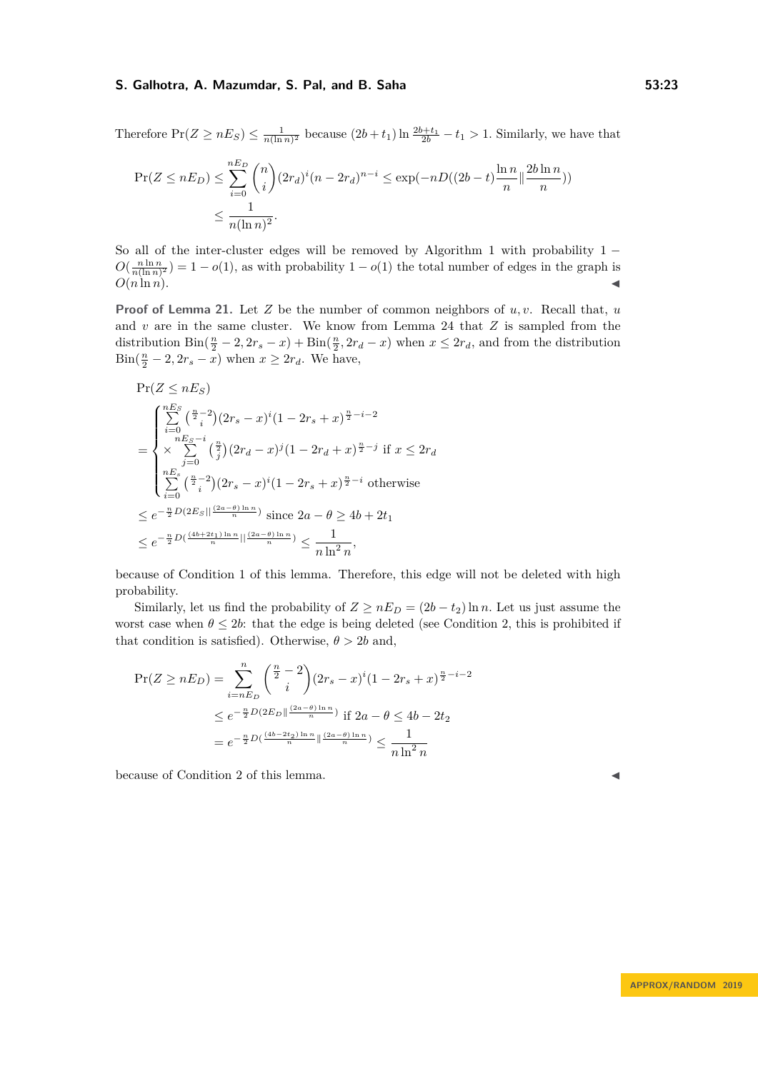Therefore $\Pr(Z \geq nE_S) \leq \frac{1}{n(\ln n)^2}$ because $(2b+t_1)\ln\frac{2b+t_1}{2b} - t_1 > 1$. Similarly, we have that

$$\Pr(Z \leq nE_D) \leq \sum_{i=0}^{nE_D} \binom{n}{i} (2r_d)^i (n-2r_d)^{n-i} \leq \exp(-nD((2b-t)\frac{\ln n}{n} \| \frac{2b\ln n}{n})) \leq \frac{1}{n(\ln n)^2}.$$

So all of the inter-cluster edges will be removed by Algorithm 1 with probability $1 - O(\frac{n\ln n}{n(\ln n)^2}) = 1 - o(1)$, as with probability $1-o(1)$ the total number of edges in the graph is $O(n\ln n)$. ◀

**Proof of Lemma 21.** Let $Z$ be the number of common neighbors of $u, v$. Recall that, $u$ and $v$ are in the same cluster. We know from Lemma 24 that $Z$ is sampled from the distribution $\text{Bin}(\frac{n}{2}-2, 2r_s - x) + \text{Bin}(\frac{n}{2}, 2r_d - x)$ when $x \leq 2r_d$, and from the distribution $\text{Bin}(\frac{n}{2}-2, 2r_s - x)$ when $x \geq 2r_d$. We have,

$$\begin{aligned}
&\Pr(Z \leq nE_S) \\
&= \begin{cases} \sum_{i=0}^{nE_S} \binom{\frac{n}{2}-2}{i} (2r_s - x)^i (1 - 2r_s + x)^{\frac{n}{2}-i-2} \\ \times \sum_{j=0}^{nE_S - i} \binom{\frac{n}{2}}{j} (2r_d - x)^j (1 - 2r_d + x)^{\frac{n}{2}-j} \text{ if } x \leq 2r_d \\ \sum_{i=0}^{nE_s} \binom{\frac{n}{2}-2}{i} (2r_s - x)^i (1 - 2r_s + x)^{\frac{n}{2}-i} \text{ otherwise} \end{cases} \\
&\leq e^{-\frac{n}{2}D(2E_S || \frac{(2a-\theta)\ln n}{n})} \text{ since } 2a - \theta \geq 4b + 2t_1 \\
&\leq e^{-\frac{n}{2}D(\frac{(4b+2t_1)\ln n}{n} || \frac{(2a-\theta)\ln n}{n})} \leq \frac{1}{n\ln^2 n},
\end{aligned}$$

because of Condition 1 of this lemma. Therefore, this edge will not be deleted with high probability.

Similarly, let us find the probability of $Z \geq nE_D = (2b - t_2)\ln n$. Let us just assume the worst case when $\theta \leq 2b$: that the edge is being deleted (see Condition 2, this is prohibited if that condition is satisfied). Otherwise, $\theta > 2b$ and,

$$\begin{aligned}
\Pr(Z \geq nE_D) &= \sum_{i=nE_D}^{n} \binom{\frac{n}{2}-2}{i} (2r_s - x)^i (1 - 2r_s + x)^{\frac{n}{2}-i-2} \\
&\leq e^{-\frac{n}{2}D(2E_D \| \frac{(2a-\theta)\ln n}{n})} \text{ if } 2a - \theta \leq 4b - 2t_2 \\
&= e^{-\frac{n}{2}D(\frac{(4b-2t_2)\ln n}{n} \| \frac{(2a-\theta)\ln n}{n})} \leq \frac{1}{n\ln^2 n}
\end{aligned}$$

because of Condition 2 of this lemma. ◀